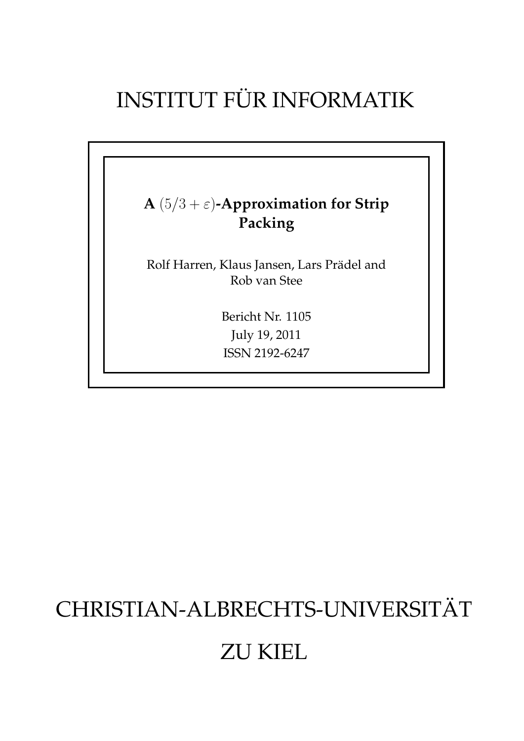# INSTITUT FÜR INFORMATIK

**A $(5/3 + \varepsilon)$-Approximation for Strip Packing**

Rolf Harren, Klaus Jansen, Lars Prädel and Rob van Stee

Bericht Nr. 1105
July 19, 2011
ISSN 2192-6247

# CHRISTIAN-ALBRECHTS-UNIVERSITÄT ZU KIEL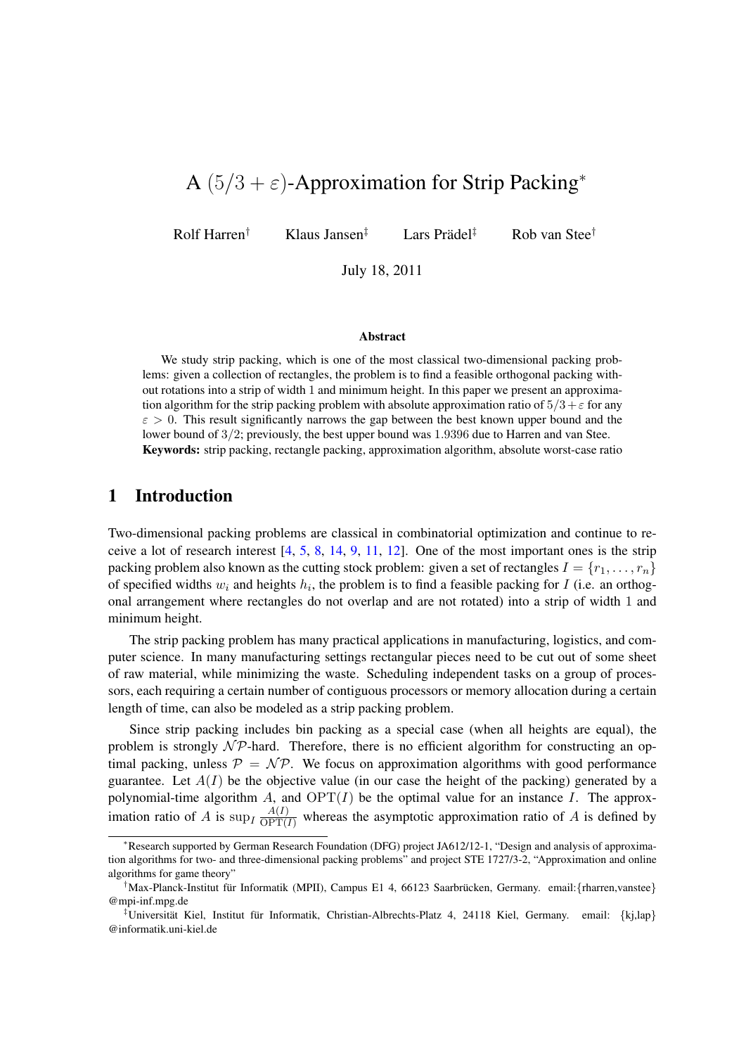# A $(5/3 + \varepsilon)$-Approximation for Strip Packing*

Rolf Harren† Klaus Jansen‡ Lars Prädel‡ Rob van Stee†

July 18, 2011

### Abstract

We study strip packing, which is one of the most classical two-dimensional packing problems: given a collection of rectangles, the problem is to find a feasible orthogonal packing without rotations into a strip of width 1 and minimum height. In this paper we present an approximation algorithm for the strip packing problem with absolute approximation ratio of $5/3+\varepsilon$ for any $\varepsilon > 0$. This result significantly narrows the gap between the best known upper bound and the lower bound of $3/2$; previously, the best upper bound was 1.9396 due to Harren and van Stee.

**Keywords:** strip packing, rectangle packing, approximation algorithm, absolute worst-case ratio

## 1 Introduction

Two-dimensional packing problems are classical in combinatorial optimization and continue to receive a lot of research interest [4, 5, 8, 14, 9, 11, 12]. One of the most important ones is the strip packing problem also known as the cutting stock problem: given a set of rectangles $I = \{r_1, \dots, r_n\}$ of specified widths $w_i$ and heights $h_i$, the problem is to find a feasible packing for $I$ (i.e. an orthogonal arrangement where rectangles do not overlap and are not rotated) into a strip of width 1 and minimum height.

The strip packing problem has many practical applications in manufacturing, logistics, and computer science. In many manufacturing settings rectangular pieces need to be cut out of some sheet of raw material, while minimizing the waste. Scheduling independent tasks on a group of processors, each requiring a certain number of contiguous processors or memory allocation during a certain length of time, can also be modeled as a strip packing problem.

Since strip packing includes bin packing as a special case (when all heights are equal), the problem is strongly $\mathcal{NP}$-hard. Therefore, there is no efficient algorithm for constructing an optimal packing, unless $\mathcal{P} = \mathcal{NP}$. We focus on approximation algorithms with good performance guarantee. Let $A(I)$ be the objective value (in our case the height of the packing) generated by a polynomial-time algorithm $A$, and $\mathrm{OPT}(I)$ be the optimal value for an instance $I$. The approximation ratio of $A$ is $\sup_I \frac{A(I)}{\mathrm{OPT}(I)}$ whereas the asymptotic approximation ratio of $A$ is defined by

*Research supported by German Research Foundation (DFG) project JA612/12-1, "Design and analysis of approximation algorithms for two- and three-dimensional packing problems" and project STE 1727/3-2, "Approximation and online algorithms for game theory"

†Max-Planck-Institut für Informatik (MPII), Campus E1 4, 66123 Saarbrücken, Germany. email:{rharren,vanstee}@mpi-inf.mpg.de

‡Universität Kiel, Institut für Informatik, Christian-Albrechts-Platz 4, 24118 Kiel, Germany. email: {kj,lap}@informatik.uni-kiel.de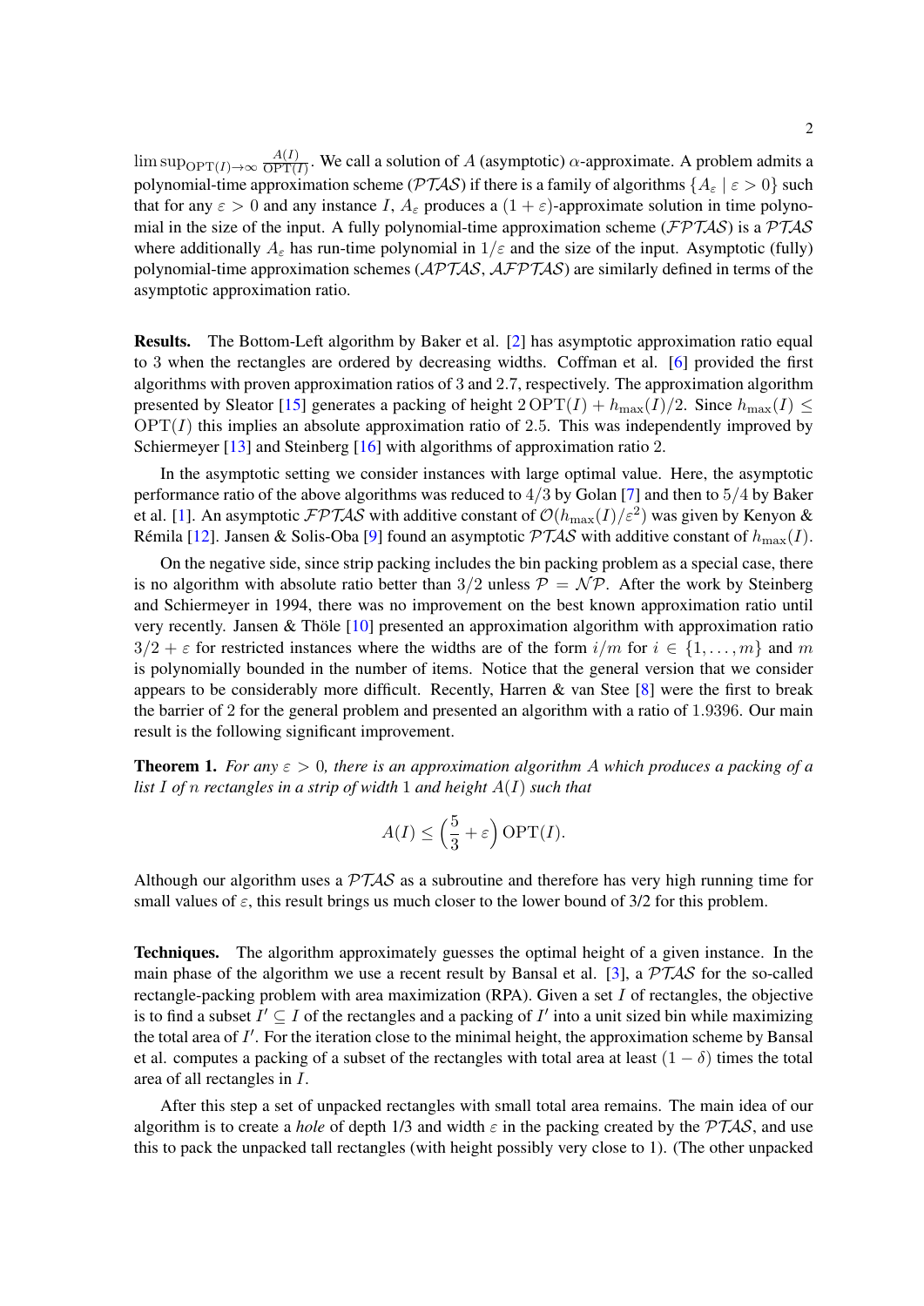$\limsup_{\mathrm{OPT}(I)\to\infty} \frac{A(I)}{\mathrm{OPT}(I)}$. We call a solution of $A$ (asymptotic) $\alpha$-approximate. A problem admits a polynomial-time approximation scheme ($\mathcal{PTAS}$) if there is a family of algorithms $\{A_\varepsilon \mid \varepsilon > 0\}$ such that for any $\varepsilon > 0$ and any instance $I$, $A_\varepsilon$ produces a $(1+\varepsilon)$-approximate solution in time polynomial in the size of the input. A fully polynomial-time approximation scheme ($\mathcal{FPTAS}$) is a $\mathcal{PTAS}$ where additionally $A_\varepsilon$ has run-time polynomial in $1/\varepsilon$ and the size of the input. Asymptotic (fully) polynomial-time approximation schemes ($\mathcal{APTAS}$, $\mathcal{AFPTAS}$) are similarly defined in terms of the asymptotic approximation ratio.

**Results.** The Bottom-Left algorithm by Baker et al. [2] has asymptotic approximation ratio equal to 3 when the rectangles are ordered by decreasing widths. Coffman et al. [6] provided the first algorithms with proven approximation ratios of 3 and 2.7, respectively. The approximation algorithm presented by Sleator [15] generates a packing of height $2\,\mathrm{OPT}(I) + h_{\max}(I)/2$. Since $h_{\max}(I) \leq \mathrm{OPT}(I)$ this implies an absolute approximation ratio of 2.5. This was independently improved by Schiermeyer [13] and Steinberg [16] with algorithms of approximation ratio 2.

In the asymptotic setting we consider instances with large optimal value. Here, the asymptotic performance ratio of the above algorithms was reduced to $4/3$ by Golan [7] and then to $5/4$ by Baker et al. [1]. An asymptotic $\mathcal{FPTAS}$ with additive constant of $\mathcal{O}(h_{\max}(I)/\varepsilon^2)$ was given by Kenyon & Rémila [12]. Jansen & Solis-Oba [9] found an asymptotic $\mathcal{PTAS}$ with additive constant of $h_{\max}(I)$.

On the negative side, since strip packing includes the bin packing problem as a special case, there is no algorithm with absolute ratio better than $3/2$ unless $\mathcal{P} = \mathcal{NP}$. After the work by Steinberg and Schiermeyer in 1994, there was no improvement on the best known approximation ratio until very recently. Jansen & Thöle [10] presented an approximation algorithm with approximation ratio $3/2 + \varepsilon$ for restricted instances where the widths are of the form $i/m$ for $i \in \{1, \ldots, m\}$ and $m$ is polynomially bounded in the number of items. Notice that the general version that we consider appears to be considerably more difficult. Recently, Harren & van Stee [8] were the first to break the barrier of 2 for the general problem and presented an algorithm with a ratio of 1.9396. Our main result is the following significant improvement.

**Theorem 1.** *For any $\varepsilon > 0$, there is an approximation algorithm $A$ which produces a packing of a list $I$ of $n$ rectangles in a strip of width 1 and height $A(I)$ such that*

$$A(I) \leq \left(\frac{5}{3} + \varepsilon\right) \mathrm{OPT}(I).$$

Although our algorithm uses a $\mathcal{PTAS}$ as a subroutine and therefore has very high running time for small values of $\varepsilon$, this result brings us much closer to the lower bound of 3/2 for this problem.

**Techniques.** The algorithm approximately guesses the optimal height of a given instance. In the main phase of the algorithm we use a recent result by Bansal et al. [3], a $\mathcal{PTAS}$ for the so-called rectangle-packing problem with area maximization (RPA). Given a set $I$ of rectangles, the objective is to find a subset $I' \subseteq I$ of the rectangles and a packing of $I'$ into a unit sized bin while maximizing the total area of $I'$. For the iteration close to the minimal height, the approximation scheme by Bansal et al. computes a packing of a subset of the rectangles with total area at least $(1-\delta)$ times the total area of all rectangles in $I$.

After this step a set of unpacked rectangles with small total area remains. The main idea of our algorithm is to create a *hole* of depth 1/3 and width $\varepsilon$ in the packing created by the $\mathcal{PTAS}$, and use this to pack the unpacked tall rectangles (with height possibly very close to 1). (The other unpacked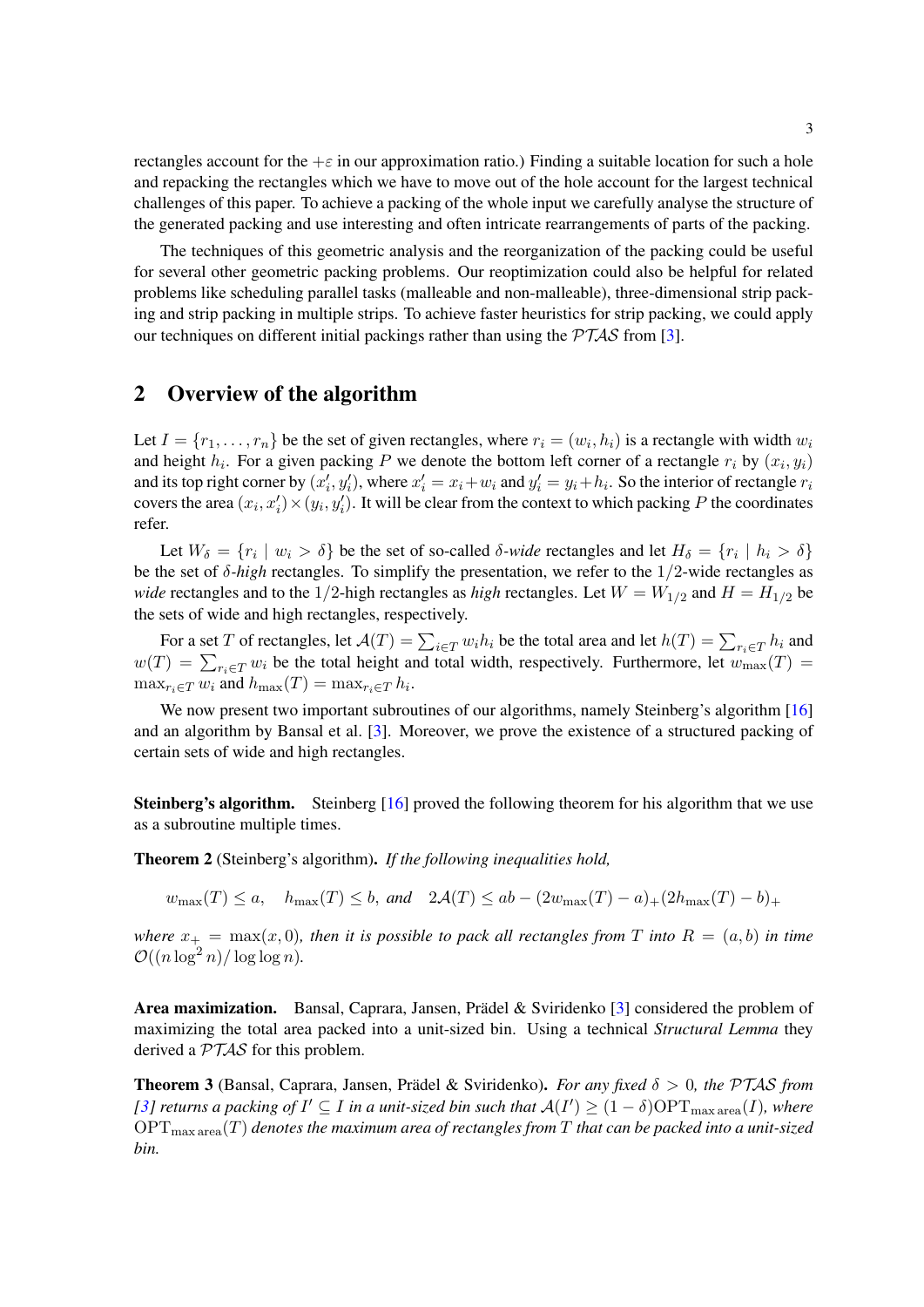rectangles account for the $+\varepsilon$ in our approximation ratio.) Finding a suitable location for such a hole and repacking the rectangles which we have to move out of the hole account for the largest technical challenges of this paper. To achieve a packing of the whole input we carefully analyse the structure of the generated packing and use interesting and often intricate rearrangements of parts of the packing.

The techniques of this geometric analysis and the reorganization of the packing could be useful for several other geometric packing problems. Our reoptimization could also be helpful for related problems like scheduling parallel tasks (malleable and non-malleable), three-dimensional strip packing and strip packing in multiple strips. To achieve faster heuristics for strip packing, we could apply our techniques on different initial packings rather than using the $\mathcal{PTAS}$ from [3].

## 2 Overview of the algorithm

Let $I = \{r_1, \ldots, r_n\}$ be the set of given rectangles, where $r_i = (w_i, h_i)$ is a rectangle with width $w_i$ and height $h_i$. For a given packing $P$ we denote the bottom left corner of a rectangle $r_i$ by $(x_i, y_i)$ and its top right corner by $(x_i', y_i')$, where $x_i' = x_i + w_i$ and $y_i' = y_i + h_i$. So the interior of rectangle $r_i$ covers the area $(x_i, x_i') \times (y_i, y_i')$. It will be clear from the context to which packing $P$ the coordinates refer.

Let $W_\delta = \{r_i \mid w_i > \delta\}$ be the set of so-called $\delta$-*wide* rectangles and let $H_\delta = \{r_i \mid h_i > \delta\}$ be the set of $\delta$-*high* rectangles. To simplify the presentation, we refer to the $1/2$-wide rectangles as *wide* rectangles and to the $1/2$-high rectangles as *high* rectangles. Let $W = W_{1/2}$ and $H = H_{1/2}$ be the sets of wide and high rectangles, respectively.

For a set $T$ of rectangles, let $\mathcal{A}(T) = \sum_{i \in T} w_i h_i$ be the total area and let $h(T) = \sum_{r_i \in T} h_i$ and $w(T) = \sum_{r_i \in T} w_i$ be the total height and total width, respectively. Furthermore, let $w_{\max}(T) = \max_{r_i \in T} w_i$ and $h_{\max}(T) = \max_{r_i \in T} h_i$.

We now present two important subroutines of our algorithms, namely Steinberg's algorithm [16] and an algorithm by Bansal et al. [3]. Moreover, we prove the existence of a structured packing of certain sets of wide and high rectangles.

**Steinberg's algorithm.** Steinberg [16] proved the following theorem for his algorithm that we use as a subroutine multiple times.

**Theorem 2** (Steinberg's algorithm)**.** *If the following inequalities hold,*

$$w_{\max}(T) \leq a, \quad h_{\max}(T) \leq b, \text{ and } \quad 2\mathcal{A}(T) \leq ab - (2w_{\max}(T) - a)_+ (2h_{\max}(T) - b)_+$$

*where $x_+ = \max(x, 0)$, then it is possible to pack all rectangles from $T$ into $R = (a, b)$ in time $\mathcal{O}((n \log^2 n)/\log \log n)$.*

**Area maximization.** Bansal, Caprara, Jansen, Prädel & Sviridenko [3] considered the problem of maximizing the total area packed into a unit-sized bin. Using a technical *Structural Lemma* they derived a $\mathcal{PTAS}$ for this problem.

**Theorem 3** (Bansal, Caprara, Jansen, Prädel & Sviridenko)**.** *For any fixed $\delta > 0$, the $\mathcal{PTAS}$ from [3] returns a packing of $I' \subseteq I$ in a unit-sized bin such that $\mathcal{A}(I') \geq (1 - \delta)\mathrm{OPT}_{\max \text{area}}(I)$, where $\mathrm{OPT}_{\max \text{area}}(T)$ denotes the maximum area of rectangles from $T$ that can be packed into a unit-sized bin.*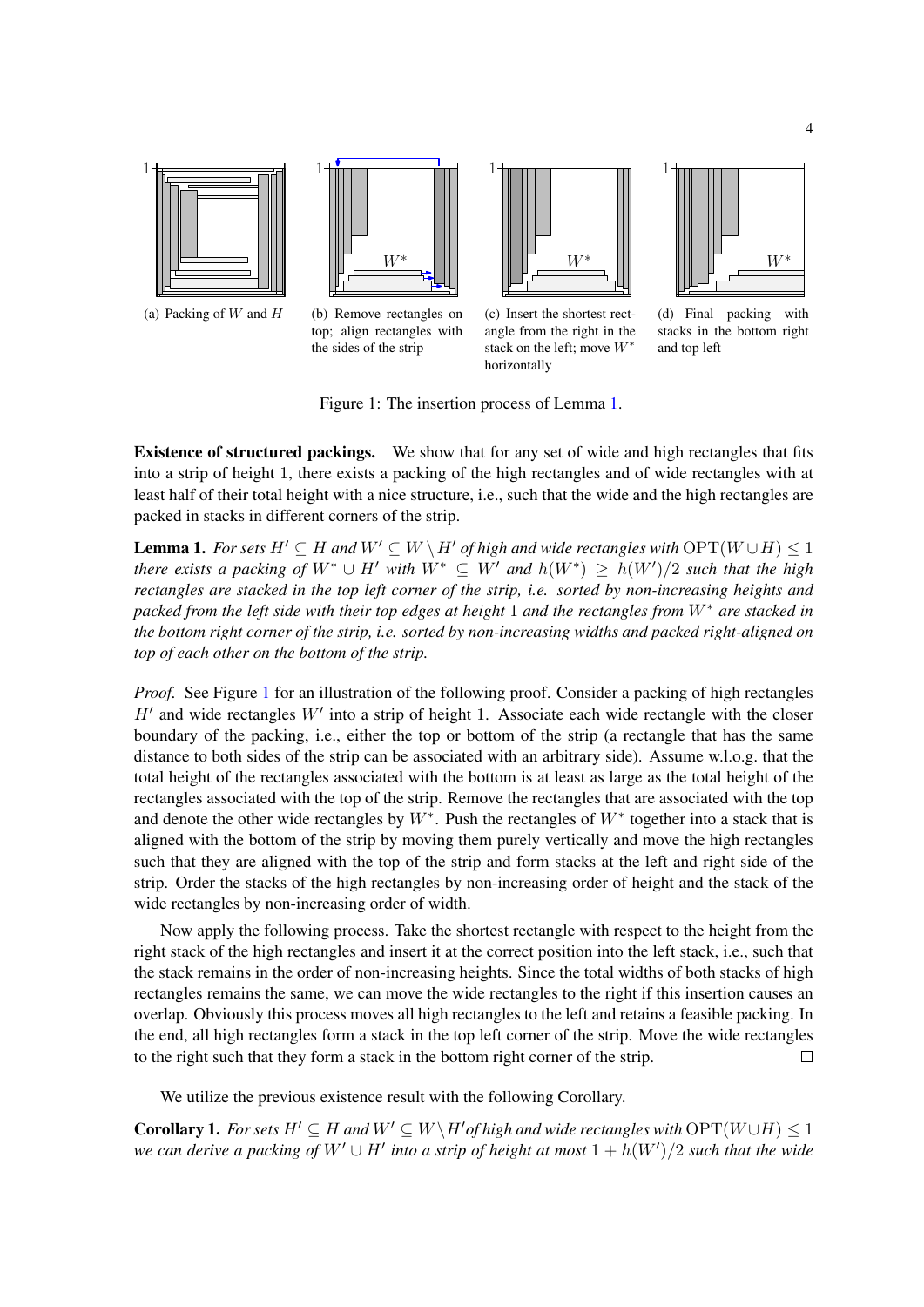1

(a) Packing of $W$ and $H$

1

$W^*$

(b) Remove rectangles on top; align rectangles with the sides of the strip

1

$W^*$

(c) Insert the shortest rectangle from the right in the stack on the left; move $W^*$ horizontally

1

$W^*$

(d) Final packing with stacks in the bottom right and top left

Figure 1: The insertion process of Lemma 1.

**Existence of structured packings.** We show that for any set of wide and high rectangles that fits into a strip of height 1, there exists a packing of the high rectangles and of wide rectangles with at least half of their total height with a nice structure, i.e., such that the wide and the high rectangles are packed in stacks in different corners of the strip.

**Lemma 1.** *For sets $H' \subseteq H$ and $W' \subseteq W \setminus H'$ of high and wide rectangles with $\mathrm{OPT}(W \cup H) \leq 1$ there exists a packing of $W^* \cup H'$ with $W^* \subseteq W'$ and $h(W^*) \geq h(W')/2$ such that the high rectangles are stacked in the top left corner of the strip, i.e. sorted by non-increasing heights and packed from the left side with their top edges at height 1 and the rectangles from $W^*$ are stacked in the bottom right corner of the strip, i.e. sorted by non-increasing widths and packed right-aligned on top of each other on the bottom of the strip.*

*Proof.* See Figure 1 for an illustration of the following proof. Consider a packing of high rectangles $H'$ and wide rectangles $W'$ into a strip of height 1. Associate each wide rectangle with the closer boundary of the packing, i.e., either the top or bottom of the strip (a rectangle that has the same distance to both sides of the strip can be associated with an arbitrary side). Assume w.l.o.g. that the total height of the rectangles associated with the bottom is at least as large as the total height of the rectangles associated with the top of the strip. Remove the rectangles that are associated with the top and denote the other wide rectangles by $W^*$. Push the rectangles of $W^*$ together into a stack that is aligned with the bottom of the strip by moving them purely vertically and move the high rectangles such that they are aligned with the top of the strip and form stacks at the left and right side of the strip. Order the stacks of the high rectangles by non-increasing order of height and the stack of the wide rectangles by non-increasing order of width.

Now apply the following process. Take the shortest rectangle with respect to the height from the right stack of the high rectangles and insert it at the correct position into the left stack, i.e., such that the stack remains in the order of non-increasing heights. Since the total widths of both stacks of high rectangles remains the same, we can move the wide rectangles to the right if this insertion causes an overlap. Obviously this process moves all high rectangles to the left and retains a feasible packing. In the end, all high rectangles form a stack in the top left corner of the strip. Move the wide rectangles to the right such that they form a stack in the bottom right corner of the strip. $\square$

We utilize the previous existence result with the following Corollary.

**Corollary 1.** *For sets $H' \subseteq H$ and $W' \subseteq W \setminus H'$ of high and wide rectangles with $\mathrm{OPT}(W \cup H) \leq 1$ we can derive a packing of $W' \cup H'$ into a strip of height at most $1 + h(W')/2$ such that the wide*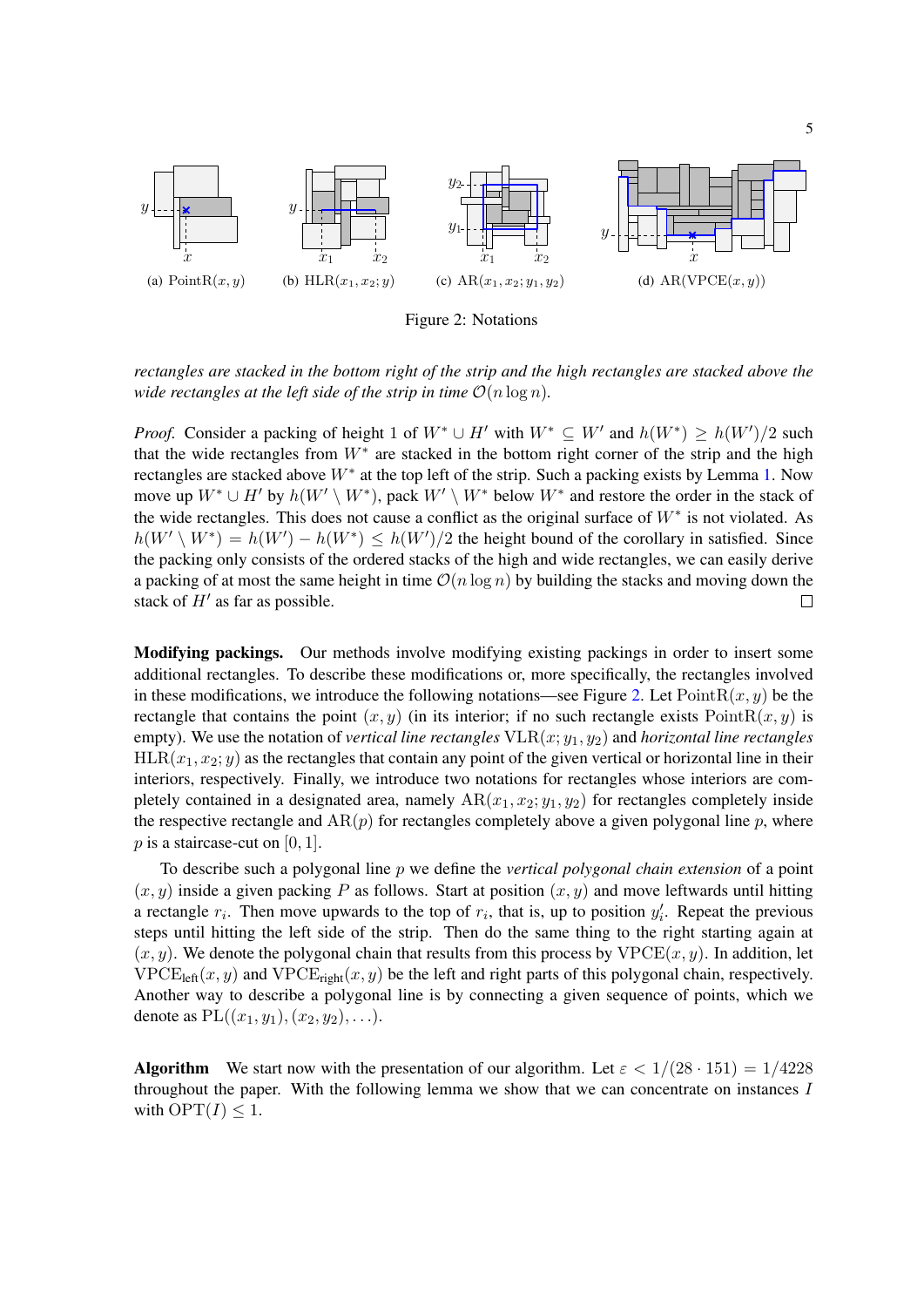(a) PointR$(x, y)$ (b) HLR$(x_1, x_2; y)$ (c) AR$(x_1, x_2; y_1, y_2)$ (d) AR(VPCE$(x, y)$)

Figure 2: Notations

*rectangles are stacked in the bottom right of the strip and the high rectangles are stacked above the wide rectangles at the left side of the strip in time $\mathcal{O}(n \log n)$.*

*Proof.* Consider a packing of height 1 of $W^* \cup H'$ with $W^* \subseteq W'$ and $h(W^*) \geq h(W')/2$ such that the wide rectangles from $W^*$ are stacked in the bottom right corner of the strip and the high rectangles are stacked above $W^*$ at the top left of the strip. Such a packing exists by Lemma 1. Now move up $W^* \cup H'$ by $h(W' \setminus W^*)$, pack $W' \setminus W^*$ below $W^*$ and restore the order in the stack of the wide rectangles. This does not cause a conflict as the original surface of $W^*$ is not violated. As $h(W' \setminus W^*) = h(W') - h(W^*) \leq h(W')/2$ the height bound of the corollary in satisfied. Since the packing only consists of the ordered stacks of the high and wide rectangles, we can easily derive a packing of at most the same height in time $\mathcal{O}(n \log n)$ by building the stacks and moving down the stack of $H'$ as far as possible. □

**Modifying packings.** Our methods involve modifying existing packings in order to insert some additional rectangles. To describe these modifications or, more specifically, the rectangles involved in these modifications, we introduce the following notations—see Figure 2. Let $\mathrm{PointR}(x, y)$ be the rectangle that contains the point $(x, y)$ (in its interior; if no such rectangle exists $\mathrm{PointR}(x, y)$ is empty). We use the notation of *vertical line rectangles* $\mathrm{VLR}(x; y_1, y_2)$ and *horizontal line rectangles* $\mathrm{HLR}(x_1, x_2; y)$ as the rectangles that contain any point of the given vertical or horizontal line in their interiors, respectively. Finally, we introduce two notations for rectangles whose interiors are completely contained in a designated area, namely $\mathrm{AR}(x_1, x_2; y_1, y_2)$ for rectangles completely inside the respective rectangle and $\mathrm{AR}(p)$ for rectangles completely above a given polygonal line $p$, where $p$ is a staircase-cut on $[0, 1]$.

To describe such a polygonal line $p$ we define the *vertical polygonal chain extension* of a point $(x, y)$ inside a given packing $P$ as follows. Start at position $(x, y)$ and move leftwards until hitting a rectangle $r_i$. Then move upwards to the top of $r_i$, that is, up to position $y_i'$. Repeat the previous steps until hitting the left side of the strip. Then do the same thing to the right starting again at $(x, y)$. We denote the polygonal chain that results from this process by $\mathrm{VPCE}(x, y)$. In addition, let $\mathrm{VPCE}_{\text{left}}(x, y)$ and $\mathrm{VPCE}_{\text{right}}(x, y)$ be the left and right parts of this polygonal chain, respectively. Another way to describe a polygonal line is by connecting a given sequence of points, which we denote as $\mathrm{PL}((x_1, y_1), (x_2, y_2), \ldots)$.

**Algorithm** We start now with the presentation of our algorithm. Let $\varepsilon < 1/(28 \cdot 151) = 1/4228$ throughout the paper. With the following lemma we show that we can concentrate on instances $I$ with $\mathrm{OPT}(I) \leq 1$.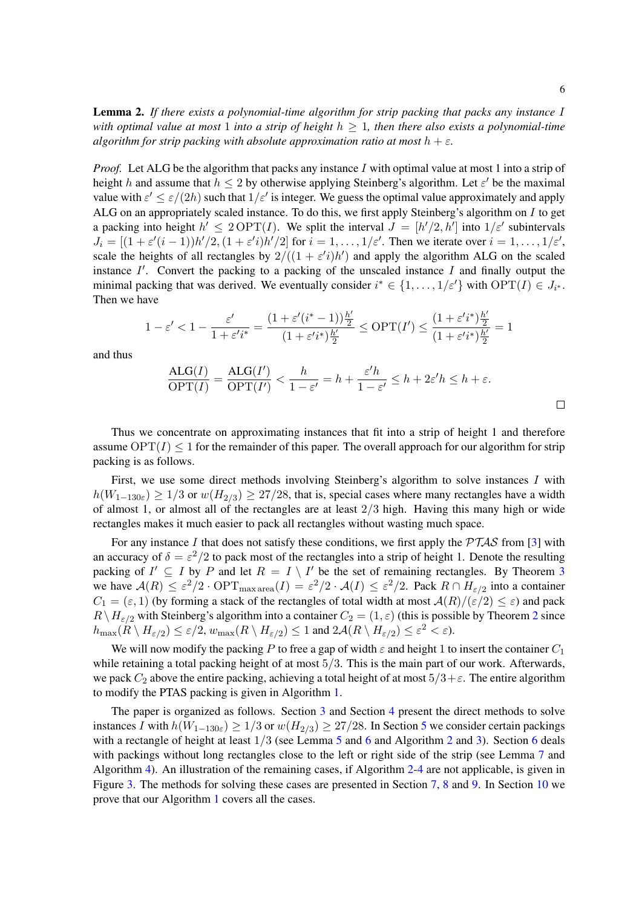**Lemma 2.** *If there exists a polynomial-time algorithm for strip packing that packs any instance $I$ with optimal value at most 1 into a strip of height $h \geq 1$, then there also exists a polynomial-time algorithm for strip packing with absolute approximation ratio at most $h + \varepsilon$.*

*Proof.* Let ALG be the algorithm that packs any instance $I$ with optimal value at most 1 into a strip of height $h$ and assume that $h \leq 2$ by otherwise applying Steinberg's algorithm. Let $\varepsilon'$ be the maximal value with $\varepsilon' \leq \varepsilon/(2h)$ such that $1/\varepsilon'$ is integer. We guess the optimal value approximately and apply ALG on an appropriately scaled instance. To do this, we first apply Steinberg's algorithm on $I$ to get a packing into height $h' \leq 2\,\mathrm{OPT}(I)$. We split the interval $J = [h'/2, h']$ into $1/\varepsilon'$ subintervals $J_i = [(1 + \varepsilon'(i-1))h'/2, (1 + \varepsilon' i)h'/2]$ for $i = 1, \ldots, 1/\varepsilon'$. Then we iterate over $i = 1, \ldots, 1/\varepsilon'$, scale the heights of all rectangles by $2/((1 + \varepsilon' i)h')$ and apply the algorithm ALG on the scaled instance $I'$. Convert the packing to a packing of the unscaled instance $I$ and finally output the minimal packing that was derived. We eventually consider $i^* \in \{1, \ldots, 1/\varepsilon'\}$ with $\mathrm{OPT}(I) \in J_{i^*}$. Then we have

$$1 - \varepsilon' < 1 - \frac{\varepsilon'}{1 + \varepsilon' i^*} = \frac{(1 + \varepsilon'(i^* - 1))\frac{h'}{2}}{(1 + \varepsilon' i^*)\frac{h'}{2}} \leq \mathrm{OPT}(I') \leq \frac{(1 + \varepsilon' i^*)\frac{h'}{2}}{(1 + \varepsilon' i^*)\frac{h'}{2}} = 1$$

and thus

$$\frac{\mathrm{ALG}(I)}{\mathrm{OPT}(I)} = \frac{\mathrm{ALG}(I')}{\mathrm{OPT}(I')} < \frac{h}{1 - \varepsilon'} = h + \frac{\varepsilon' h}{1 - \varepsilon'} \leq h + 2\varepsilon' h \leq h + \varepsilon.$$

□

Thus we concentrate on approximating instances that fit into a strip of height 1 and therefore assume $\mathrm{OPT}(I) \leq 1$ for the remainder of this paper. The overall approach for our algorithm for strip packing is as follows.

First, we use some direct methods involving Steinberg's algorithm to solve instances $I$ with $h(W_{1-130\varepsilon}) \geq 1/3$ or $w(H_{2/3}) \geq 27/28$, that is, special cases where many rectangles have a width of almost 1, or almost all of the rectangles are at least $2/3$ high. Having this many high or wide rectangles makes it much easier to pack all rectangles without wasting much space.

For any instance $I$ that does not satisfy these conditions, we first apply the $\mathcal{PTAS}$ from [3] with an accuracy of $\delta = \varepsilon^2/2$ to pack most of the rectangles into a strip of height 1. Denote the resulting packing of $I' \subseteq I$ by $P$ and let $R = I \setminus I'$ be the set of remaining rectangles. By Theorem 3 we have $\mathcal{A}(R) \leq \varepsilon^2/2 \cdot \mathrm{OPT}_{\max\,\mathrm{area}}(I) = \varepsilon^2/2 \cdot \mathcal{A}(I) \leq \varepsilon^2/2$. Pack $R \cap H_{\varepsilon/2}$ into a container $C_1 = (\varepsilon, 1)$ (by forming a stack of the rectangles of total width at most $\mathcal{A}(R)/(\varepsilon/2) \leq \varepsilon$) and pack $R \setminus H_{\varepsilon/2}$ with Steinberg's algorithm into a container $C_2 = (1, \varepsilon)$ (this is possible by Theorem 2 since $h_{\max}(R \setminus H_{\varepsilon/2}) \leq \varepsilon/2$, $w_{\max}(R \setminus H_{\varepsilon/2}) \leq 1$ and $2\mathcal{A}(R \setminus H_{\varepsilon/2}) \leq \varepsilon^2 < \varepsilon$).

We will now modify the packing $P$ to free a gap of width $\varepsilon$ and height 1 to insert the container $C_1$ while retaining a total packing height of at most $5/3$. This is the main part of our work. Afterwards, we pack $C_2$ above the entire packing, achieving a total height of at most $5/3 + \varepsilon$. The entire algorithm to modify the PTAS packing is given in Algorithm 1.

The paper is organized as follows. Section 3 and Section 4 present the direct methods to solve instances $I$ with $h(W_{1-130\varepsilon}) \geq 1/3$ or $w(H_{2/3}) \geq 27/28$. In Section 5 we consider certain packings with a rectangle of height at least $1/3$ (see Lemma 5 and 6 and Algorithm 2 and 3). Section 6 deals with packings without long rectangles close to the left or right side of the strip (see Lemma 7 and Algorithm 4). An illustration of the remaining cases, if Algorithm 2-4 are not applicable, is given in Figure 3. The methods for solving these cases are presented in Section 7, 8 and 9. In Section 10 we prove that our Algorithm 1 covers all the cases.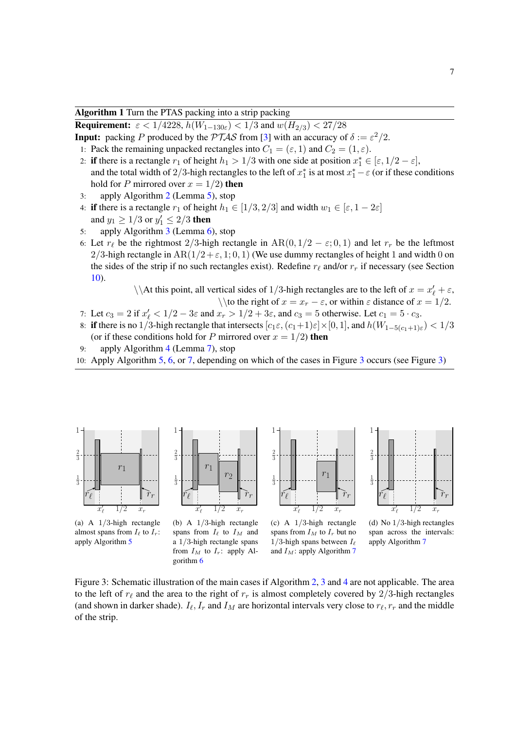**Algorithm 1** Turn the PTAS packing into a strip packing

**Requirement:** $\varepsilon < 1/4228$, $h(W_{1-130\varepsilon}) < 1/3$ and $w(H_{2/3}) < 27/28$

**Input:** packing $P$ produced by the $\mathcal{PTAS}$ from [3] with an accuracy of $\delta := \varepsilon^2/2$.

1: Pack the remaining unpacked rectangles into $C_1 = (\varepsilon, 1)$ and $C_2 = (1, \varepsilon)$.

2: **if** there is a rectangle $r_1$ of height $h_1 > 1/3$ with one side at position $x_1^* \in [\varepsilon, 1/2 - \varepsilon]$, and the total width of $2/3$-high rectangles to the left of $x_1^*$ is at most $x_1^* - \varepsilon$ (or if these conditions hold for $P$ mirrored over $x = 1/2$) **then**

3: apply Algorithm 2 (Lemma 5), stop

4: **if** there is a rectangle $r_1$ of height $h_1 \in [1/3, 2/3]$ and width $w_1 \in [\varepsilon, 1 - 2\varepsilon]$ and $y_1 \geq 1/3$ or $y_1' \leq 2/3$ **then**

5: apply Algorithm 3 (Lemma 6), stop

6: Let $r_\ell$ be the rightmost $2/3$-high rectangle in $\mathrm{AR}(0, 1/2 - \varepsilon; 0, 1)$ and let $r_r$ be the leftmost $2/3$-high rectangle in $\mathrm{AR}(1/2 + \varepsilon, 1; 0, 1)$ (We use dummy rectangles of height 1 and width 0 on the sides of the strip if no such rectangles exist). Redefine $r_\ell$ and/or $r_r$ if necessary (see Section 10).

\\At this point, all vertical sides of $1/3$-high rectangles are to the left of $x = x_\ell' + \varepsilon$,
\\to the right of $x = x_r - \varepsilon$, or within $\varepsilon$ distance of $x = 1/2$.

7: Let $c_3 = 2$ if $x_\ell' < 1/2 - 3\varepsilon$ and $x_r > 1/2 + 3\varepsilon$, and $c_3 = 5$ otherwise. Let $c_1 = 5 \cdot c_3$.

8: **if** there is no $1/3$-high rectangle that intersects $[c_1\varepsilon, (c_1+1)\varepsilon] \times [0, 1]$, and $h(W_{1-5(c_1+1)\varepsilon}) < 1/3$ (or if these conditions hold for $P$ mirrored over $x = 1/2$) **then**

9: apply Algorithm 4 (Lemma 7), stop

10: Apply Algorithm 5, 6, or 7, depending on which of the cases in Figure 3 occurs (see Figure 3)

(a) A $1/3$-high rectangle almost spans from $I_\ell$ to $I_r$: apply Algorithm 5

(b) A $1/3$-high rectangle spans from $I_\ell$ to $I_M$ and a $1/3$-high rectangle spans from $I_M$ to $I_r$: apply Algorithm 6

(c) A $1/3$-high rectangle spans from $I_M$ to $I_r$ but no $1/3$-high spans between $I_\ell$ and $I_M$: apply Algorithm 7

(d) No $1/3$-high rectangles span across the intervals: apply Algorithm 7

Figure 3: Schematic illustration of the main cases if Algorithm 2, 3 and 4 are not applicable. The area to the left of $r_\ell$ and the area to the right of $r_r$ is almost completely covered by $2/3$-high rectangles (and shown in darker shade). $I_\ell$, $I_r$ and $I_M$ are horizontal intervals very close to $r_\ell, r_r$ and the middle of the strip.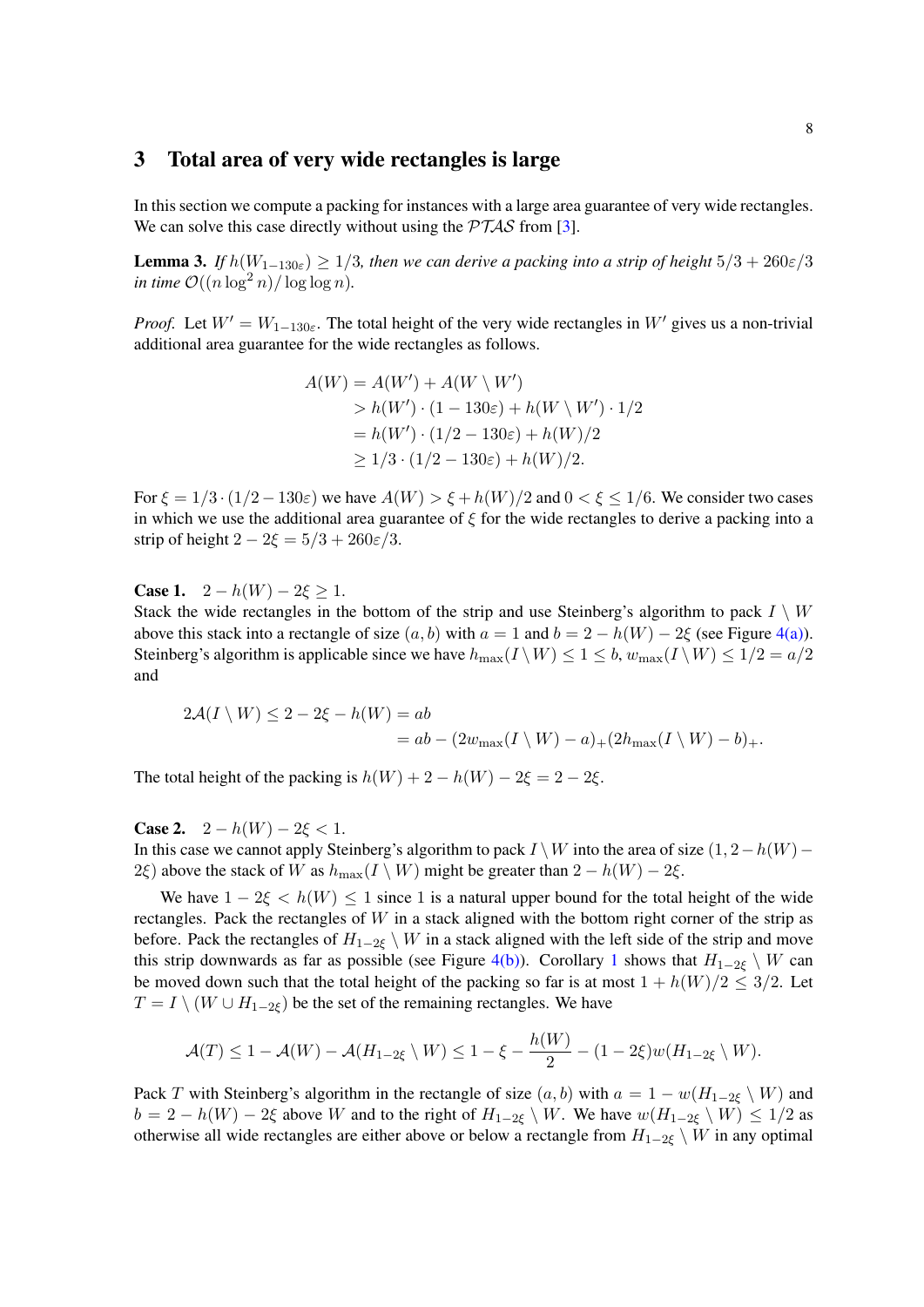## 3 Total area of very wide rectangles is large

In this section we compute a packing for instances with a large area guarantee of very wide rectangles. We can solve this case directly without using the $\mathcal{PTAS}$ from [3].

**Lemma 3.** *If $h(W_{1-130\varepsilon}) \geq 1/3$, then we can derive a packing into a strip of height $5/3 + 260\varepsilon/3$ in time $\mathcal{O}((n \log^2 n)/\log\log n)$.*

*Proof.* Let $W' = W_{1-130\varepsilon}$. The total height of the very wide rectangles in $W'$ gives us a non-trivial additional area guarantee for the wide rectangles as follows.

$$
\begin{aligned}
A(W) &= A(W') + A(W \setminus W') \\
&> h(W') \cdot (1 - 130\varepsilon) + h(W \setminus W') \cdot 1/2 \\
&= h(W') \cdot (1/2 - 130\varepsilon) + h(W)/2 \\
&\geq 1/3 \cdot (1/2 - 130\varepsilon) + h(W)/2.
\end{aligned}
$$

For $\xi = 1/3 \cdot (1/2 - 130\varepsilon)$ we have $A(W) > \xi + h(W)/2$ and $0 < \xi \leq 1/6$. We consider two cases in which we use the additional area guarantee of $\xi$ for the wide rectangles to derive a packing into a strip of height $2 - 2\xi = 5/3 + 260\varepsilon/3$.

**Case 1.** $2 - h(W) - 2\xi \geq 1$.
Stack the wide rectangles in the bottom of the strip and use Steinberg's algorithm to pack $I \setminus W$ above this stack into a rectangle of size $(a, b)$ with $a = 1$ and $b = 2 - h(W) - 2\xi$ (see Figure 4(a)). Steinberg's algorithm is applicable since we have $h_{\max}(I \setminus W) \leq 1 \leq b$, $w_{\max}(I \setminus W) \leq 1/2 = a/2$ and

$$
\begin{aligned}
2\mathcal{A}(I \setminus W) \leq 2 - 2\xi - h(W) &= ab \\
&= ab - (2w_{\max}(I \setminus W) - a)_+(2h_{\max}(I \setminus W) - b)_+.
\end{aligned}
$$

The total height of the packing is $h(W) + 2 - h(W) - 2\xi = 2 - 2\xi$.

**Case 2.** $2 - h(W) - 2\xi < 1$.
In this case we cannot apply Steinberg's algorithm to pack $I \setminus W$ into the area of size $(1, 2 - h(W) - 2\xi)$ above the stack of $W$ as $h_{\max}(I \setminus W)$ might be greater than $2 - h(W) - 2\xi$.

We have $1 - 2\xi < h(W) \leq 1$ since 1 is a natural upper bound for the total height of the wide rectangles. Pack the rectangles of $W$ in a stack aligned with the bottom right corner of the strip as before. Pack the rectangles of $H_{1-2\xi} \setminus W$ in a stack aligned with the left side of the strip and move this strip downwards as far as possible (see Figure 4(b)). Corollary 1 shows that $H_{1-2\xi} \setminus W$ can be moved down such that the total height of the packing so far is at most $1 + h(W)/2 \leq 3/2$. Let $T = I \setminus (W \cup H_{1-2\xi})$ be the set of the remaining rectangles. We have

$$
\mathcal{A}(T) \leq 1 - \mathcal{A}(W) - \mathcal{A}(H_{1-2\xi} \setminus W) \leq 1 - \xi - \frac{h(W)}{2} - (1 - 2\xi)w(H_{1-2\xi} \setminus W).
$$

Pack $T$ with Steinberg's algorithm in the rectangle of size $(a, b)$ with $a = 1 - w(H_{1-2\xi} \setminus W)$ and $b = 2 - h(W) - 2\xi$ above $W$ and to the right of $H_{1-2\xi} \setminus W$. We have $w(H_{1-2\xi} \setminus W) \leq 1/2$ as otherwise all wide rectangles are either above or below a rectangle from $H_{1-2\xi} \setminus W$ in any optimal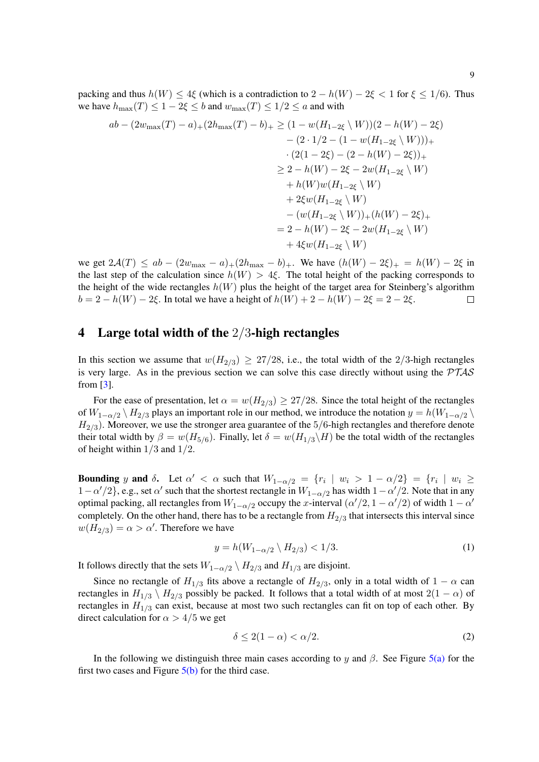packing and thus $h(W) \leq 4\xi$ (which is a contradiction to $2 - h(W) - 2\xi < 1$ for $\xi \leq 1/6$). Thus we have $h_{\max}(T) \leq 1 - 2\xi \leq b$ and $w_{\max}(T) \leq 1/2 \leq a$ and with

$$
\begin{aligned}
ab - (2w_{\max}(T) - a)_+(2h_{\max}(T) - b)_+ \geq\ & (1 - w(H_{1-2\xi} \setminus W))(2 - h(W) - 2\xi) \\
& - (2 \cdot 1/2 - (1 - w(H_{1-2\xi} \setminus W)))_+ \\
& \cdot (2(1 - 2\xi) - (2 - h(W) - 2\xi))_+ \\
\geq\ & 2 - h(W) - 2\xi - 2w(H_{1-2\xi} \setminus W) \\
& + h(W)w(H_{1-2\xi} \setminus W) \\
& + 2\xi w(H_{1-2\xi} \setminus W) \\
& - (w(H_{1-2\xi} \setminus W))_+(h(W) - 2\xi)_+ \\
=\ & 2 - h(W) - 2\xi - 2w(H_{1-2\xi} \setminus W) \\
& + 4\xi w(H_{1-2\xi} \setminus W)
\end{aligned}
$$

we get $2\mathcal{A}(T) \leq ab - (2w_{\max} - a)_+(2h_{\max} - b)_+$. We have $(h(W) - 2\xi)_+ = h(W) - 2\xi$ in the last step of the calculation since $h(W) > 4\xi$. The total height of the packing corresponds to the height of the wide rectangles $h(W)$ plus the height of the target area for Steinberg's algorithm $b = 2 - h(W) - 2\xi$. In total we have a height of $h(W) + 2 - h(W) - 2\xi = 2 - 2\xi$. □

## 4 Large total width of the $2/3$-high rectangles

In this section we assume that $w(H_{2/3}) \geq 27/28$, i.e., the total width of the $2/3$-high rectangles is very large. As in the previous section we can solve this case directly without using the $\mathcal{PTAS}$ from [3].

For the ease of presentation, let $\alpha = w(H_{2/3}) \geq 27/28$. Since the total height of the rectangles of $W_{1-\alpha/2} \setminus H_{2/3}$ plays an important role in our method, we introduce the notation $y = h(W_{1-\alpha/2} \setminus H_{2/3})$. Moreover, we use the stronger area guarantee of the $5/6$-high rectangles and therefore denote their total width by $\beta = w(H_{5/6})$. Finally, let $\delta = w(H_{1/3} \setminus H)$ be the total width of the rectangles of height within $1/3$ and $1/2$.

**Bounding $y$ and $\delta$.** Let $\alpha' < \alpha$ such that $W_{1-\alpha/2} = \{r_i \mid w_i > 1 - \alpha/2\} = \{r_i \mid w_i \geq 1 - \alpha'/2\}$, e.g., set $\alpha'$ such that the shortest rectangle in $W_{1-\alpha/2}$ has width $1 - \alpha'/2$. Note that in any optimal packing, all rectangles from $W_{1-\alpha/2}$ occupy the $x$-interval $(\alpha'/2, 1 - \alpha'/2)$ of width $1 - \alpha'$ completely. On the other hand, there has to be a rectangle from $H_{2/3}$ that intersects this interval since $w(H_{2/3}) = \alpha > \alpha'$. Therefore we have

$$y = h(W_{1-\alpha/2} \setminus H_{2/3}) < 1/3. \tag{1}$$

It follows directly that the sets $W_{1-\alpha/2} \setminus H_{2/3}$ and $H_{1/3}$ are disjoint.

Since no rectangle of $H_{1/3}$ fits above a rectangle of $H_{2/3}$, only in a total width of $1 - \alpha$ can rectangles in $H_{1/3} \setminus H_{2/3}$ possibly be packed. It follows that a total width of at most $2(1 - \alpha)$ of rectangles in $H_{1/3}$ can exist, because at most two such rectangles can fit on top of each other. By direct calculation for $\alpha > 4/5$ we get

$$\delta \leq 2(1 - \alpha) < \alpha/2. \tag{2}$$

In the following we distinguish three main cases according to $y$ and $\beta$. See Figure 5(a) for the first two cases and Figure 5(b) for the third case.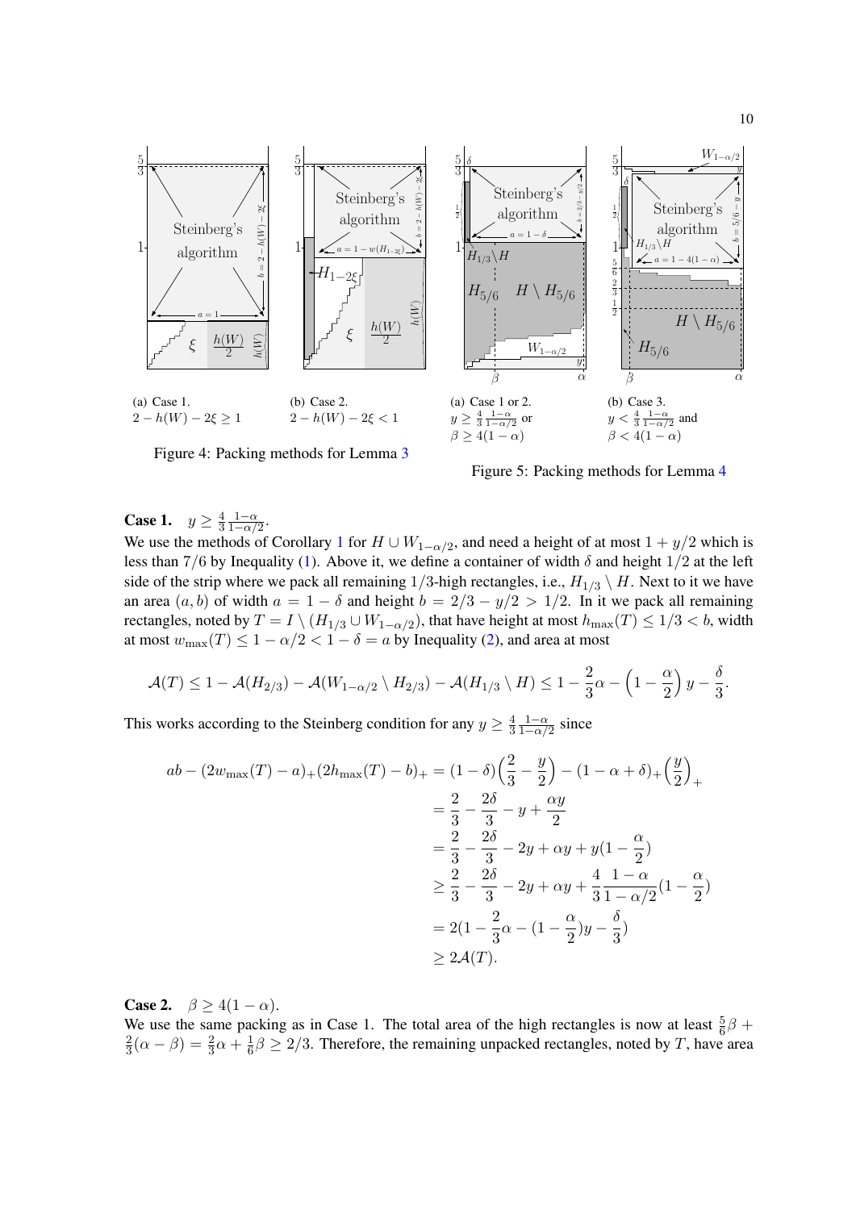(a) Case 1. $2 - h(W) - 2\xi \geq 1$

(b) Case 2. $2 - h(W) - 2\xi < 1$

Figure 4: Packing methods for Lemma 3

(a) Case 1 or 2. $y \geq \frac{4}{3}\frac{1-\alpha}{1-\alpha/2}$ or $\beta \geq 4(1-\alpha)$

(b) Case 3. $y < \frac{4}{3}\frac{1-\alpha}{1-\alpha/2}$ and $\beta < 4(1-\alpha)$

Figure 5: Packing methods for Lemma 4

**Case 1.** $\quad y \geq \frac{4}{3}\frac{1-\alpha}{1-\alpha/2}$.

We use the methods of Corollary 1 for $H \cup W_{1-\alpha/2}$, and need a height of at most $1 + y/2$ which is less than $7/6$ by Inequality (1). Above it, we define a container of width $\delta$ and height $1/2$ at the left side of the strip where we pack all remaining $1/3$-high rectangles, i.e., $H_{1/3} \setminus H$. Next to it we have an area $(a, b)$ of width $a = 1 - \delta$ and height $b = 2/3 - y/2 > 1/2$. In it we pack all remaining rectangles, noted by $T = I \setminus (H_{1/3} \cup W_{1-\alpha/2})$, that have height at most $h_{\max}(T) \leq 1/3 < b$, width at most $w_{\max}(T) \leq 1 - \alpha/2 < 1 - \delta = a$ by Inequality (2), and area at most

$$\mathcal{A}(T) \leq 1 - \mathcal{A}(H_{2/3}) - \mathcal{A}(W_{1-\alpha/2} \setminus H_{2/3}) - \mathcal{A}(H_{1/3} \setminus H) \leq 1 - \frac{2}{3}\alpha - \left(1 - \frac{\alpha}{2}\right)y - \frac{\delta}{3}.$$

This works according to the Steinberg condition for any $y \geq \frac{4}{3}\frac{1-\alpha}{1-\alpha/2}$ since

$$\begin{aligned}
ab - (2w_{\max}(T) - a)_+(2h_{\max}(T) - b)_+ &= (1-\delta)\Big(\frac{2}{3} - \frac{y}{2}\Big) - (1 - \alpha + \delta)_+\Big(\frac{y}{2}\Big)_+ \\
&= \frac{2}{3} - \frac{2\delta}{3} - y + \frac{\alpha y}{2} \\
&= \frac{2}{3} - \frac{2\delta}{3} - 2y + \alpha y + y(1 - \frac{\alpha}{2}) \\
&\geq \frac{2}{3} - \frac{2\delta}{3} - 2y + \alpha y + \frac{4}{3}\frac{1-\alpha}{1-\alpha/2}(1 - \frac{\alpha}{2}) \\
&= 2(1 - \frac{2}{3}\alpha - (1 - \frac{\alpha}{2})y - \frac{\delta}{3}) \\
&\geq 2\mathcal{A}(T).
\end{aligned}$$

**Case 2.** $\quad \beta \geq 4(1-\alpha)$.

We use the same packing as in Case 1. The total area of the high rectangles is now at least $\frac{5}{6}\beta + \frac{2}{3}(\alpha - \beta) = \frac{2}{3}\alpha + \frac{1}{6}\beta \geq 2/3$. Therefore, the remaining unpacked rectangles, noted by $T$, have area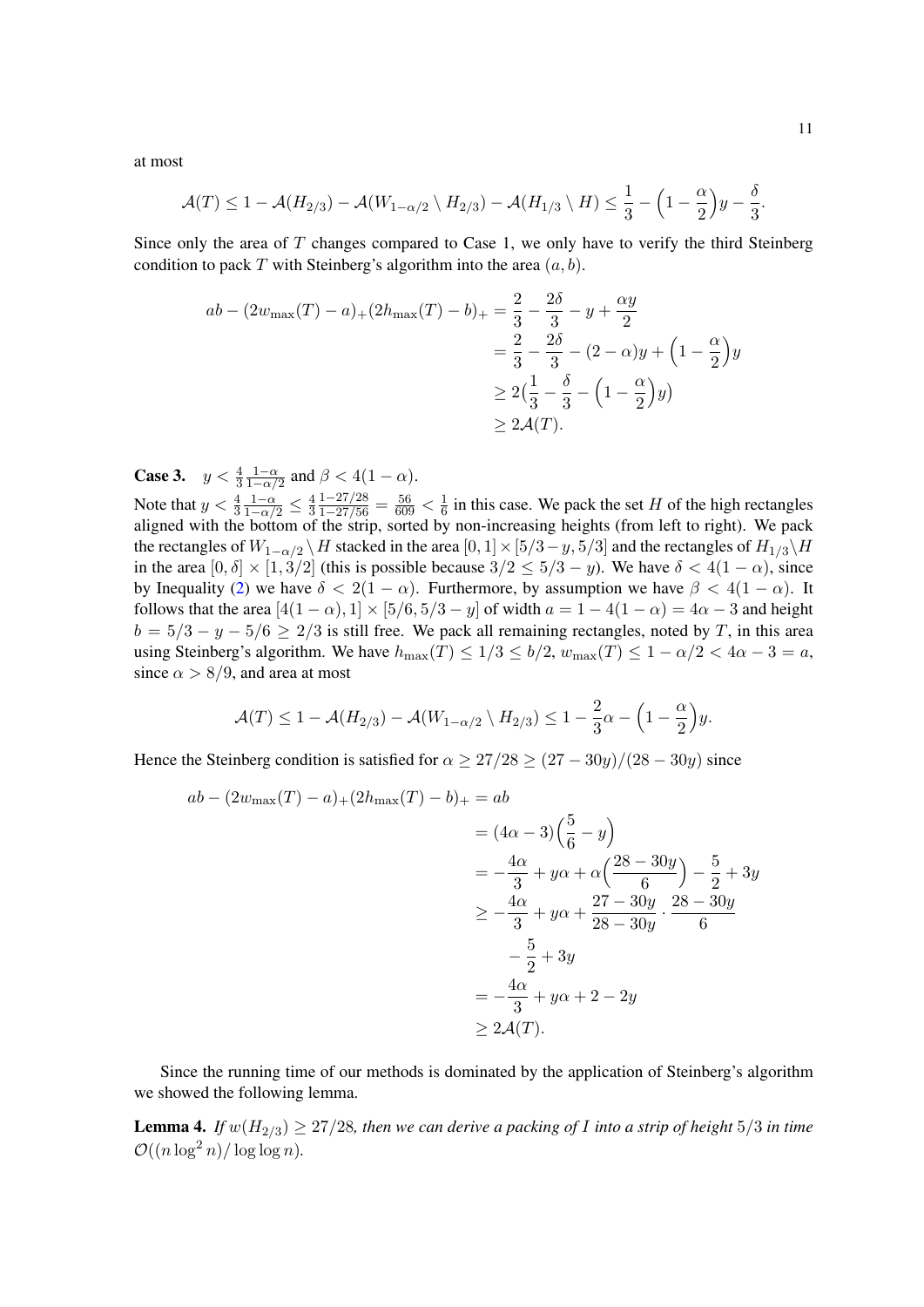at most

$$\mathcal{A}(T) \leq 1 - \mathcal{A}(H_{2/3}) - \mathcal{A}(W_{1-\alpha/2} \setminus H_{2/3}) - \mathcal{A}(H_{1/3} \setminus H) \leq \frac{1}{3} - \Big(1 - \frac{\alpha}{2}\Big)y - \frac{\delta}{3}.$$

Since only the area of $T$ changes compared to Case 1, we only have to verify the third Steinberg condition to pack $T$ with Steinberg's algorithm into the area $(a, b)$.

$$\begin{aligned}
ab - (2w_{\max}(T) - a)_+(2h_{\max}(T) - b)_+ &= \frac{2}{3} - \frac{2\delta}{3} - y + \frac{\alpha y}{2} \\
&= \frac{2}{3} - \frac{2\delta}{3} - (2-\alpha)y + \Big(1 - \frac{\alpha}{2}\Big)y \\
&\geq 2\big(\frac{1}{3} - \frac{\delta}{3} - \Big(1 - \frac{\alpha}{2}\Big)y\big) \\
&\geq 2\mathcal{A}(T).
\end{aligned}$$

**Case 3.** $y < \frac{4}{3}\frac{1-\alpha}{1-\alpha/2}$ and $\beta < 4(1-\alpha)$.

Note that $y < \frac{4}{3}\frac{1-\alpha}{1-\alpha/2} \leq \frac{4}{3}\frac{1-27/28}{1-27/56} = \frac{56}{609} < \frac{1}{6}$ in this case. We pack the set $H$ of the high rectangles aligned with the bottom of the strip, sorted by non-increasing heights (from left to right). We pack the rectangles of $W_{1-\alpha/2} \setminus H$ stacked in the area $[0, 1] \times [5/3 - y, 5/3]$ and the rectangles of $H_{1/3} \setminus H$ in the area $[0, \delta] \times [1, 3/2]$ (this is possible because $3/2 \leq 5/3 - y$). We have $\delta < 4(1 - \alpha)$, since by Inequality (2) we have $\delta < 2(1 - \alpha)$. Furthermore, by assumption we have $\beta < 4(1 - \alpha)$. It follows that the area $[4(1 - \alpha), 1] \times [5/6, 5/3 - y]$ of width $a = 1 - 4(1 - \alpha) = 4\alpha - 3$ and height $b = 5/3 - y - 5/6 \geq 2/3$ is still free. We pack all remaining rectangles, noted by $T$, in this area using Steinberg's algorithm. We have $h_{\max}(T) \leq 1/3 \leq b/2$, $w_{\max}(T) \leq 1 - \alpha/2 < 4\alpha - 3 = a$, since $\alpha > 8/9$, and area at most

$$\mathcal{A}(T) \leq 1 - \mathcal{A}(H_{2/3}) - \mathcal{A}(W_{1-\alpha/2} \setminus H_{2/3}) \leq 1 - \frac{2}{3}\alpha - \Big(1 - \frac{\alpha}{2}\Big)y.$$

Hence the Steinberg condition is satisfied for $\alpha \geq 27/28 \geq (27 - 30y)/(28 - 30y)$ since

$$\begin{aligned}
ab - (2w_{\max}(T) - a)_+(2h_{\max}(T) - b)_+ &= ab \\
&= (4\alpha - 3)\Big(\frac{5}{6} - y\Big) \\
&= -\frac{4\alpha}{3} + y\alpha + \alpha\Big(\frac{28 - 30y}{6}\Big) - \frac{5}{2} + 3y \\
&\geq -\frac{4\alpha}{3} + y\alpha + \frac{27 - 30y}{28 - 30y} \cdot \frac{28 - 30y}{6} \\
&\quad - \frac{5}{2} + 3y \\
&= -\frac{4\alpha}{3} + y\alpha + 2 - 2y \\
&\geq 2\mathcal{A}(T).
\end{aligned}$$

Since the running time of our methods is dominated by the application of Steinberg's algorithm we showed the following lemma.

**Lemma 4.** *If $w(H_{2/3}) \geq 27/28$, then we can derive a packing of $I$ into a strip of height $5/3$ in time $\mathcal{O}((n \log^2 n)/ \log \log n)$.*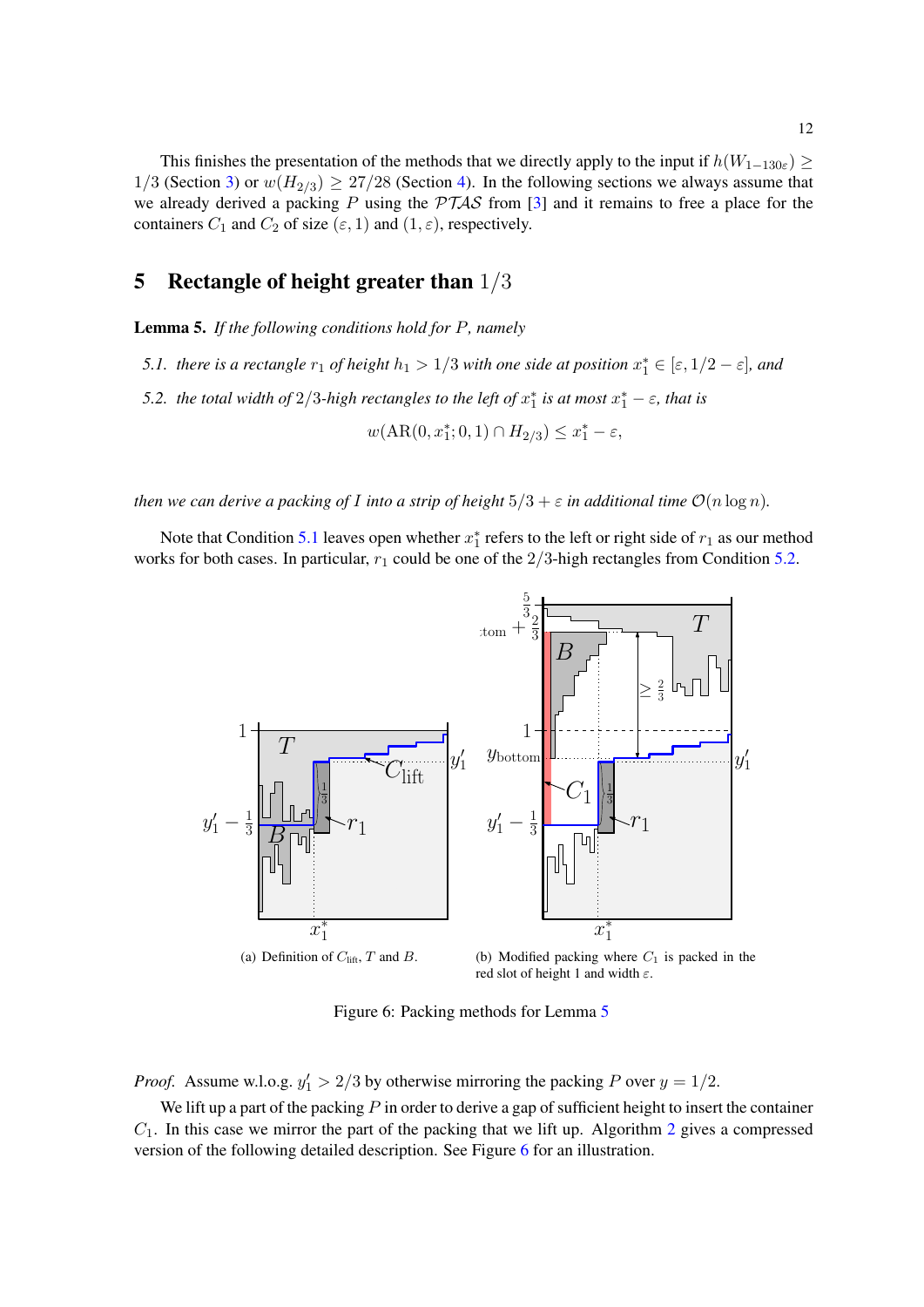This finishes the presentation of the methods that we directly apply to the input if $h(W_{1-130\varepsilon}) \geq 1/3$ (Section 3) or $w(H_{2/3}) \geq 27/28$ (Section 4). In the following sections we always assume that we already derived a packing $P$ using the $\mathcal{PTAS}$ from [3] and it remains to free a place for the containers $C_1$ and $C_2$ of size $(\varepsilon, 1)$ and $(1, \varepsilon)$, respectively.

## 5 Rectangle of height greater than $1/3$

**Lemma 5.** *If the following conditions hold for $P$, namely*

*5.1. there is a rectangle $r_1$ of height $h_1 > 1/3$ with one side at position $x_1^* \in [\varepsilon, 1/2 - \varepsilon]$, and*

*5.2. the total width of $2/3$-high rectangles to the left of $x_1^*$ is at most $x_1^* - \varepsilon$, that is*

$$w(\mathrm{AR}(0, x_1^*; 0, 1) \cap H_{2/3}) \leq x_1^* - \varepsilon,$$

*then we can derive a packing of $I$ into a strip of height $5/3 + \varepsilon$ in additional time $\mathcal{O}(n \log n)$.*

Note that Condition 5.1 leaves open whether $x_1^*$ refers to the left or right side of $r_1$ as our method works for both cases. In particular, $r_1$ could be one of the $2/3$-high rectangles from Condition 5.2.

(a) Definition of $C_{\text{lift}}$, $T$ and $B$.

(b) Modified packing where $C_1$ is packed in the red slot of height 1 and width $\varepsilon$.

Figure 6: Packing methods for Lemma 5

*Proof.* Assume w.l.o.g. $y_1' > 2/3$ by otherwise mirroring the packing $P$ over $y = 1/2$.

We lift up a part of the packing $P$ in order to derive a gap of sufficient height to insert the container $C_1$. In this case we mirror the part of the packing that we lift up. Algorithm 2 gives a compressed version of the following detailed description. See Figure 6 for an illustration.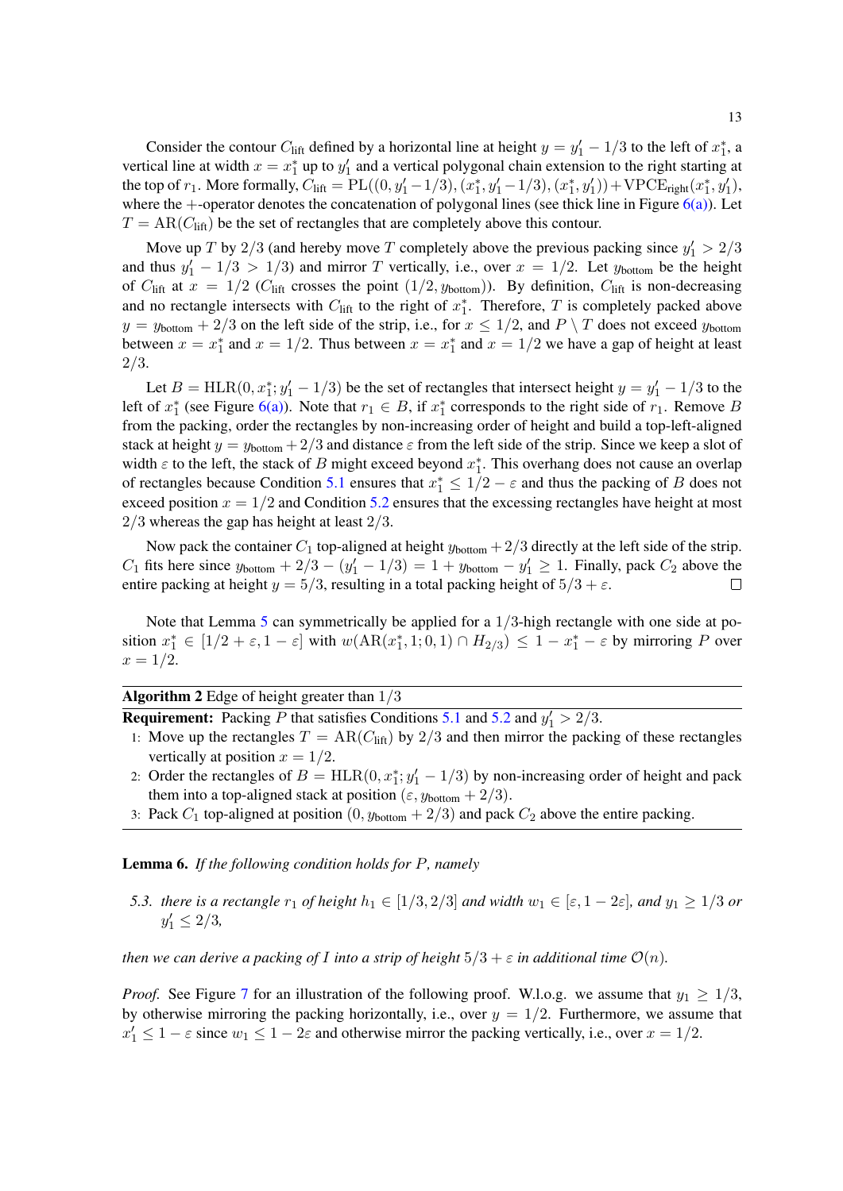Consider the contour $C_{\text{lift}}$ defined by a horizontal line at height $y = y'_1 - 1/3$ to the left of $x^*_1$, a vertical line at width $x = x^*_1$ up to $y'_1$ and a vertical polygonal chain extension to the right starting at the top of $r_1$. More formally, $C_{\text{lift}} = \text{PL}((0, y'_1 - 1/3), (x^*_1, y'_1 - 1/3), (x^*_1, y'_1)) + \text{VPCE}_{\text{right}}(x^*_1, y'_1)$, where the $+$-operator denotes the concatenation of polygonal lines (see thick line in Figure 6(a)). Let $T = \text{AR}(C_{\text{lift}})$ be the set of rectangles that are completely above this contour.

Move up $T$ by $2/3$ (and hereby move $T$ completely above the previous packing since $y'_1 > 2/3$ and thus $y'_1 - 1/3 > 1/3$) and mirror $T$ vertically, i.e., over $x = 1/2$. Let $y_{\text{bottom}}$ be the height of $C_{\text{lift}}$ at $x = 1/2$ ($C_{\text{lift}}$ crosses the point $(1/2, y_{\text{bottom}})$). By definition, $C_{\text{lift}}$ is non-decreasing and no rectangle intersects with $C_{\text{lift}}$ to the right of $x^*_1$. Therefore, $T$ is completely packed above $y = y_{\text{bottom}} + 2/3$ on the left side of the strip, i.e., for $x \leq 1/2$, and $P \setminus T$ does not exceed $y_{\text{bottom}}$ between $x = x^*_1$ and $x = 1/2$. Thus between $x = x^*_1$ and $x = 1/2$ we have a gap of height at least $2/3$.

Let $B = \text{HLR}(0, x^*_1; y'_1 - 1/3)$ be the set of rectangles that intersect height $y = y'_1 - 1/3$ to the left of $x^*_1$ (see Figure 6(a)). Note that $r_1 \in B$, if $x^*_1$ corresponds to the right side of $r_1$. Remove $B$ from the packing, order the rectangles by non-increasing order of height and build a top-left-aligned stack at height $y = y_{\text{bottom}} + 2/3$ and distance $\varepsilon$ from the left side of the strip. Since we keep a slot of width $\varepsilon$ to the left, the stack of $B$ might exceed beyond $x^*_1$. This overhang does not cause an overlap of rectangles because Condition 5.1 ensures that $x^*_1 \leq 1/2 - \varepsilon$ and thus the packing of $B$ does not exceed position $x = 1/2$ and Condition 5.2 ensures that the excessing rectangles have height at most $2/3$ whereas the gap has height at least $2/3$.

Now pack the container $C_1$ top-aligned at height $y_{\text{bottom}} + 2/3$ directly at the left side of the strip. $C_1$ fits here since $y_{\text{bottom}} + 2/3 - (y'_1 - 1/3) = 1 + y_{\text{bottom}} - y'_1 \geq 1$. Finally, pack $C_2$ above the entire packing at height $y = 5/3$, resulting in a total packing height of $5/3 + \varepsilon$. $\square$

Note that Lemma 5 can symmetrically be applied for a $1/3$-high rectangle with one side at position $x^*_1 \in [1/2 + \varepsilon, 1 - \varepsilon]$ with $w(\text{AR}(x^*_1, 1; 0, 1) \cap H_{2/3}) \leq 1 - x^*_1 - \varepsilon$ by mirroring $P$ over $x = 1/2$.

---

**Algorithm 2** Edge of height greater than $1/3$

---

**Requirement:** Packing $P$ that satisfies Conditions 5.1 and 5.2 and $y'_1 > 2/3$.

1. Move up the rectangles $T = \text{AR}(C_{\text{lift}})$ by $2/3$ and then mirror the packing of these rectangles vertically at position $x = 1/2$.
2. Order the rectangles of $B = \text{HLR}(0, x^*_1; y'_1 - 1/3)$ by non-increasing order of height and pack them into a top-aligned stack at position $(\varepsilon, y_{\text{bottom}} + 2/3)$.
3. Pack $C_1$ top-aligned at position $(0, y_{\text{bottom}} + 2/3)$ and pack $C_2$ above the entire packing.

---

**Lemma 6.** *If the following condition holds for $P$, namely*

*5.3. there is a rectangle $r_1$ of height $h_1 \in [1/3, 2/3]$ and width $w_1 \in [\varepsilon, 1 - 2\varepsilon]$, and $y_1 \geq 1/3$ or $y'_1 \leq 2/3$,*

*then we can derive a packing of $I$ into a strip of height $5/3 + \varepsilon$ in additional time $\mathcal{O}(n)$.*

*Proof.* See Figure 7 for an illustration of the following proof. W.l.o.g. we assume that $y_1 \geq 1/3$, by otherwise mirroring the packing horizontally, i.e., over $y = 1/2$. Furthermore, we assume that $x'_1 \leq 1 - \varepsilon$ since $w_1 \leq 1 - 2\varepsilon$ and otherwise mirror the packing vertically, i.e., over $x = 1/2$.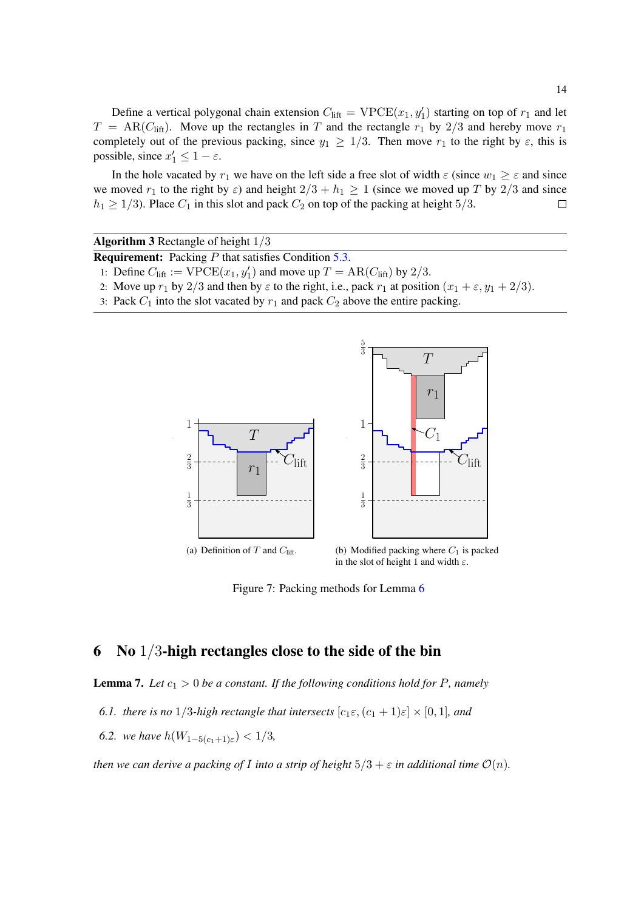Define a vertical polygonal chain extension $C_{\text{lift}} = \text{VPCE}(x_1, y_1')$ starting on top of $r_1$ and let $T = \text{AR}(C_{\text{lift}})$. Move up the rectangles in $T$ and the rectangle $r_1$ by $2/3$ and hereby move $r_1$ completely out of the previous packing, since $y_1 \geq 1/3$. Then move $r_1$ to the right by $\varepsilon$, this is possible, since $x_1' \leq 1 - \varepsilon$.

In the hole vacated by $r_1$ we have on the left side a free slot of width $\varepsilon$ (since $w_1 \geq \varepsilon$ and since we moved $r_1$ to the right by $\varepsilon$) and height $2/3 + h_1 \geq 1$ (since we moved up $T$ by $2/3$ and since $h_1 \geq 1/3$). Place $C_1$ in this slot and pack $C_2$ on top of the packing at height $5/3$. □

---

**Algorithm 3** Rectangle of height $1/3$

---

**Requirement:** Packing $P$ that satisfies Condition 5.3.

1: Define $C_{\text{lift}} := \text{VPCE}(x_1, y_1')$ and move up $T = \text{AR}(C_{\text{lift}})$ by $2/3$.
2: Move up $r_1$ by $2/3$ and then by $\varepsilon$ to the right, i.e., pack $r_1$ at position $(x_1 + \varepsilon, y_1 + 2/3)$.
3: Pack $C_1$ into the slot vacated by $r_1$ and pack $C_2$ above the entire packing.

---

(a) Definition of $T$ and $C_{\text{lift}}$.

(b) Modified packing where $C_1$ is packed in the slot of height 1 and width $\varepsilon$.

Figure 7: Packing methods for Lemma 6

## 6 No $1/3$-high rectangles close to the side of the bin

**Lemma 7.** *Let $c_1 > 0$ be a constant. If the following conditions hold for $P$, namely*

*6.1. there is no $1/3$-high rectangle that intersects $[c_1\varepsilon, (c_1 + 1)\varepsilon] \times [0, 1]$, and*

*6.2. we have $h(W_{1-5(c_1+1)\varepsilon}) < 1/3$,*

*then we can derive a packing of $I$ into a strip of height $5/3 + \varepsilon$ in additional time $\mathcal{O}(n)$.*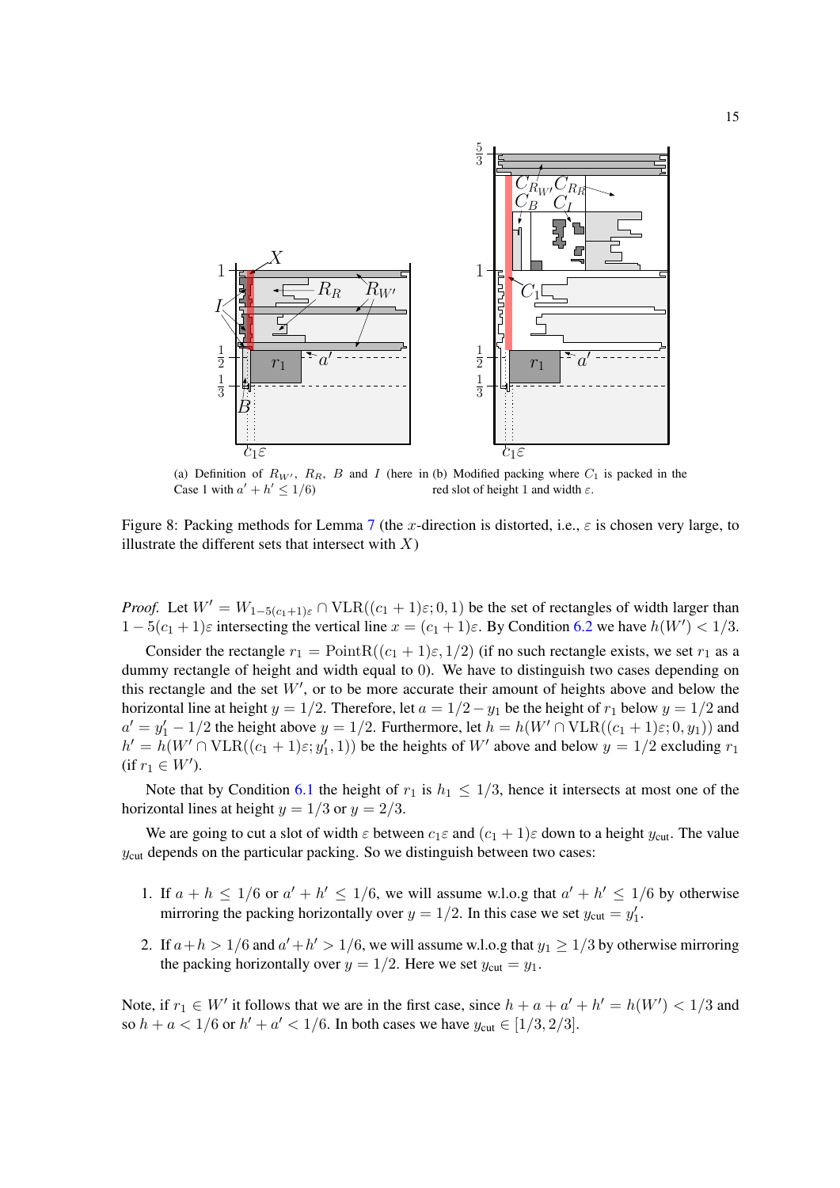(a) Definition of $R_{W'}$, $R_R$, $B$ and $I$ (here in Case 1 with $a' + h' \leq 1/6$)

(b) Modified packing where $C_1$ is packed in the red slot of height 1 and width $\varepsilon$.

Figure 8: Packing methods for Lemma 7 (the $x$-direction is distorted, i.e., $\varepsilon$ is chosen very large, to illustrate the different sets that intersect with $X$)

*Proof.* Let $W' = W_{1-5(c_1+1)\varepsilon} \cap \text{VLR}((c_1+1)\varepsilon; 0, 1)$ be the set of rectangles of width larger than $1 - 5(c_1+1)\varepsilon$ intersecting the vertical line $x = (c_1+1)\varepsilon$. By Condition 6.2 we have $h(W') < 1/3$.

Consider the rectangle $r_1 = \text{PointR}((c_1+1)\varepsilon, 1/2)$ (if no such rectangle exists, we set $r_1$ as a dummy rectangle of height and width equal to 0). We have to distinguish two cases depending on this rectangle and the set $W'$, or to be more accurate their amount of heights above and below the horizontal line at height $y = 1/2$. Therefore, let $a = 1/2 - y_1$ be the height of $r_1$ below $y = 1/2$ and $a' = y_1' - 1/2$ the height above $y = 1/2$. Furthermore, let $h = h(W' \cap \text{VLR}((c_1+1)\varepsilon; 0, y_1))$ and $h' = h(W' \cap \text{VLR}((c_1+1)\varepsilon; y_1', 1))$ be the heights of $W'$ above and below $y = 1/2$ excluding $r_1$ (if $r_1 \in W'$).

Note that by Condition 6.1 the height of $r_1$ is $h_1 \leq 1/3$, hence it intersects at most one of the horizontal lines at height $y = 1/3$ or $y = 2/3$.

We are going to cut a slot of width $\varepsilon$ between $c_1\varepsilon$ and $(c_1+1)\varepsilon$ down to a height $y_{\text{cut}}$. The value $y_{\text{cut}}$ depends on the particular packing. So we distinguish between two cases:

1. If $a + h \leq 1/6$ or $a' + h' \leq 1/6$, we will assume w.l.o.g that $a' + h' \leq 1/6$ by otherwise mirroring the packing horizontally over $y = 1/2$. In this case we set $y_{\text{cut}} = y_1'$.
2. If $a + h > 1/6$ and $a' + h' > 1/6$, we will assume w.l.o.g that $y_1 \geq 1/3$ by otherwise mirroring the packing horizontally over $y = 1/2$. Here we set $y_{\text{cut}} = y_1$.

Note, if $r_1 \in W'$ it follows that we are in the first case, since $h + a + a' + h' = h(W') < 1/3$ and so $h + a < 1/6$ or $h' + a' < 1/6$. In both cases we have $y_{\text{cut}} \in [1/3, 2/3]$.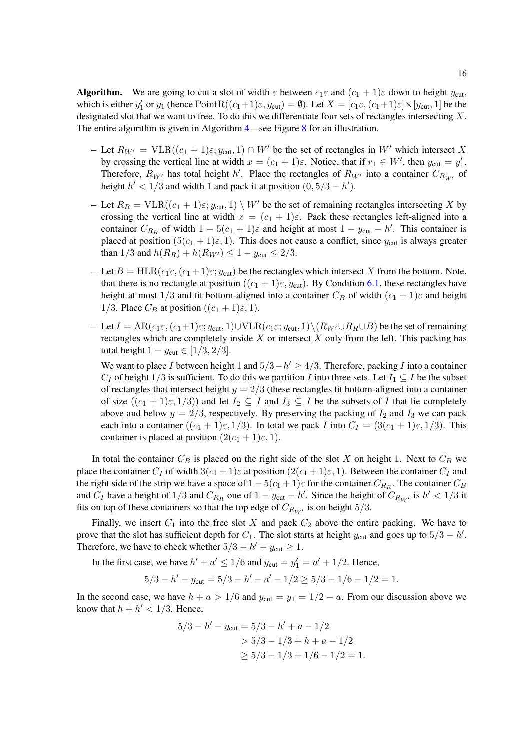**Algorithm.** We are going to cut a slot of width $\varepsilon$ between $c_1\varepsilon$ and $(c_1+1)\varepsilon$ down to height $y_{\text{cut}}$, which is either $y'_1$ or $y_1$ (hence $\text{PointR}((c_1+1)\varepsilon, y_{\text{cut}}) = \emptyset$). Let $X = [c_1\varepsilon, (c_1+1)\varepsilon] \times [y_{\text{cut}}, 1]$ be the designated slot that we want to free. To do this we differentiate four sets of rectangles intersecting $X$. The entire algorithm is given in Algorithm 4—see Figure 8 for an illustration.

- Let $R_{W'} = \text{VLR}((c_1+1)\varepsilon; y_{\text{cut}}, 1) \cap W'$ be the set of rectangles in $W'$ which intersect $X$ by crossing the vertical line at width $x = (c_1+1)\varepsilon$. Notice, that if $r_1 \in W'$, then $y_{\text{cut}} = y'_1$. Therefore, $R_{W'}$ has total height $h'$. Place the rectangles of $R_{W'}$ into a container $C_{R_{W'}}$ of height $h' < 1/3$ and width 1 and pack it at position $(0, 5/3 - h')$.
- Let $R_R = \text{VLR}((c_1+1)\varepsilon; y_{\text{cut}}, 1) \setminus W'$ be the set of remaining rectangles intersecting $X$ by crossing the vertical line at width $x = (c_1+1)\varepsilon$. Pack these rectangles left-aligned into a container $C_{R_R}$ of width $1 - 5(c_1+1)\varepsilon$ and height at most $1 - y_{\text{cut}} - h'$. This container is placed at position $(5(c_1+1)\varepsilon, 1)$. This does not cause a conflict, since $y_{\text{cut}}$ is always greater than $1/3$ and $h(R_R) + h(R_{W'}) \leq 1 - y_{\text{cut}} \leq 2/3$.
- Let $B = \text{HLR}(c_1\varepsilon, (c_1+1)\varepsilon; y_{\text{cut}})$ be the rectangles which intersect $X$ from the bottom. Note, that there is no rectangle at position $((c_1+1)\varepsilon, y_{\text{cut}})$. By Condition 6.1, these rectangles have height at most $1/3$ and fit bottom-aligned into a container $C_B$ of width $(c_1+1)\varepsilon$ and height $1/3$. Place $C_B$ at position $((c_1+1)\varepsilon, 1)$.
- Let $I = \text{AR}(c_1\varepsilon, (c_1+1)\varepsilon; y_{\text{cut}}, 1) \cup \text{VLR}(c_1\varepsilon; y_{\text{cut}}, 1) \setminus (R_{W'} \cup R_R \cup B)$ be the set of remaining rectangles which are completely inside $X$ or intersect $X$ only from the left. This packing has total height $1 - y_{\text{cut}} \in [1/3, 2/3]$.

  We want to place $I$ between height 1 and $5/3 - h' \geq 4/3$. Therefore, packing $I$ into a container $C_I$ of height $1/3$ is sufficient. To do this we partition $I$ into three sets. Let $I_1 \subseteq I$ be the subset of rectangles that intersect height $y = 2/3$ (these rectangles fit bottom-aligned into a container of size $((c_1+1)\varepsilon, 1/3))$ and let $I_2 \subseteq I$ and $I_3 \subseteq I$ be the subsets of $I$ that lie completely above and below $y = 2/3$, respectively. By preserving the packing of $I_2$ and $I_3$ we can pack each into a container $((c_1+1)\varepsilon, 1/3)$. In total we pack $I$ into $C_I = (3(c_1+1)\varepsilon, 1/3)$. This container is placed at position $(2(c_1+1)\varepsilon, 1)$.

In total the container $C_B$ is placed on the right side of the slot $X$ on height 1. Next to $C_B$ we place the container $C_I$ of width $3(c_1+1)\varepsilon$ at position $(2(c_1+1)\varepsilon, 1)$. Between the container $C_I$ and the right side of the strip we have a space of $1 - 5(c_1+1)\varepsilon$ for the container $C_{R_R}$. The container $C_B$ and $C_I$ have a height of $1/3$ and $C_{R_R}$ one of $1 - y_{\text{cut}} - h'$. Since the height of $C_{R_{W'}}$ is $h' < 1/3$ it fits on top of these containers so that the top edge of $C_{R_{W'}}$ is on height $5/3$.

Finally, we insert $C_1$ into the free slot $X$ and pack $C_2$ above the entire packing. We have to prove that the slot has sufficient depth for $C_1$. The slot starts at height $y_{\text{cut}}$ and goes up to $5/3 - h'$. Therefore, we have to check whether $5/3 - h' - y_{\text{cut}} \geq 1$.

In the first case, we have $h' + a' \leq 1/6$ and $y_{\text{cut}} = y'_1 = a' + 1/2$. Hence,

$$5/3 - h' - y_{\text{cut}} = 5/3 - h' - a' - 1/2 \geq 5/3 - 1/6 - 1/2 = 1.$$

In the second case, we have $h + a > 1/6$ and $y_{\text{cut}} = y_1 = 1/2 - a$. From our discussion above we know that $h + h' < 1/3$. Hence,

$$\begin{aligned}
5/3 - h' - y_{\text{cut}} &= 5/3 - h' + a - 1/2 \\
&> 5/3 - 1/3 + h + a - 1/2 \\
&\geq 5/3 - 1/3 + 1/6 - 1/2 = 1.
\end{aligned}$$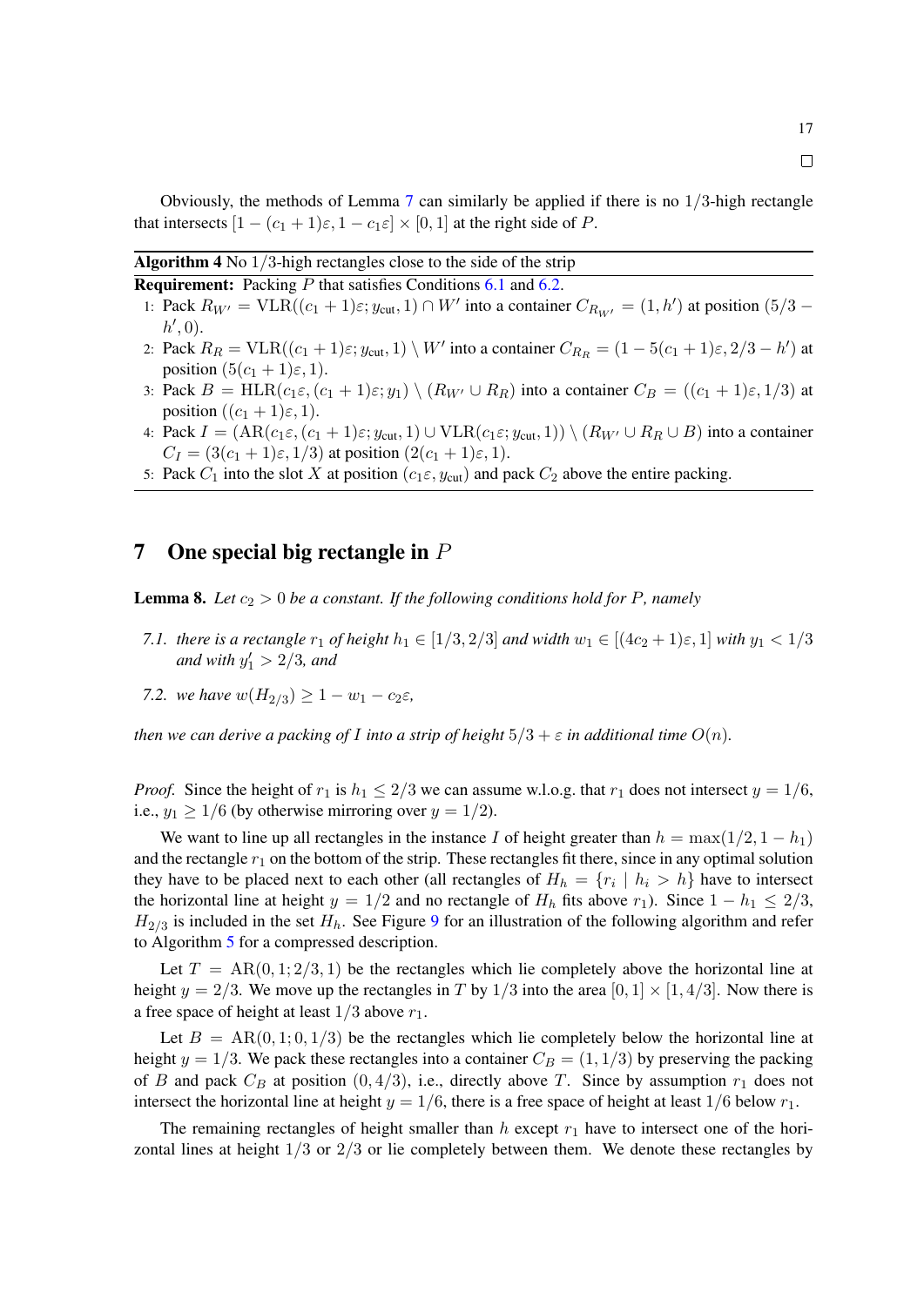□

Obviously, the methods of Lemma 7 can similarly be applied if there is no $1/3$-high rectangle that intersects $[1-(c_1+1)\varepsilon, 1-c_1\varepsilon] \times [0,1]$ at the right side of $P$.

---

**Algorithm 4** No $1/3$-high rectangles close to the side of the strip

---

**Requirement:** Packing $P$ that satisfies Conditions 6.1 and 6.2.

1: Pack $R_{W'} = \mathrm{VLR}((c_1+1)\varepsilon; y_{\mathrm{cut}}, 1) \cap W'$ into a container $C_{R_{W'}} = (1, h')$ at position $(5/3 - h', 0)$.
2: Pack $R_R = \mathrm{VLR}((c_1+1)\varepsilon; y_{\mathrm{cut}}, 1) \setminus W'$ into a container $C_{R_R} = (1 - 5(c_1+1)\varepsilon, 2/3 - h')$ at position $(5(c_1+1)\varepsilon, 1)$.
3: Pack $B = \mathrm{HLR}(c_1\varepsilon, (c_1+1)\varepsilon; y_1) \setminus (R_{W'} \cup R_R)$ into a container $C_B = ((c_1+1)\varepsilon, 1/3)$ at position $((c_1+1)\varepsilon, 1)$.
4: Pack $I = (\mathrm{AR}(c_1\varepsilon, (c_1+1)\varepsilon; y_{\mathrm{cut}}, 1) \cup \mathrm{VLR}(c_1\varepsilon; y_{\mathrm{cut}}, 1)) \setminus (R_{W'} \cup R_R \cup B)$ into a container $C_I = (3(c_1+1)\varepsilon, 1/3)$ at position $(2(c_1+1)\varepsilon, 1)$.
5: Pack $C_1$ into the slot $X$ at position $(c_1\varepsilon, y_{\mathrm{cut}})$ and pack $C_2$ above the entire packing.

---

## 7 One special big rectangle in $P$

**Lemma 8.** *Let $c_2 > 0$ be a constant. If the following conditions hold for $P$, namely*

*7.1. there is a rectangle $r_1$ of height $h_1 \in [1/3, 2/3]$ and width $w_1 \in [(4c_2+1)\varepsilon, 1]$ with $y_1 < 1/3$ and with $y_1' > 2/3$, and*

*7.2. we have $w(H_{2/3}) \geq 1 - w_1 - c_2\varepsilon$,*

*then we can derive a packing of $I$ into a strip of height $5/3 + \varepsilon$ in additional time $O(n)$.*

*Proof.* Since the height of $r_1$ is $h_1 \leq 2/3$ we can assume w.l.o.g. that $r_1$ does not intersect $y = 1/6$, i.e., $y_1 \geq 1/6$ (by otherwise mirroring over $y = 1/2$).

We want to line up all rectangles in the instance $I$ of height greater than $h = \max(1/2, 1 - h_1)$ and the rectangle $r_1$ on the bottom of the strip. These rectangles fit there, since in any optimal solution they have to be placed next to each other (all rectangles of $H_h = \{r_i \mid h_i > h\}$ have to intersect the horizontal line at height $y = 1/2$ and no rectangle of $H_h$ fits above $r_1$). Since $1 - h_1 \leq 2/3$, $H_{2/3}$ is included in the set $H_h$. See Figure 9 for an illustration of the following algorithm and refer to Algorithm 5 for a compressed description.

Let $T = \mathrm{AR}(0, 1; 2/3, 1)$ be the rectangles which lie completely above the horizontal line at height $y = 2/3$. We move up the rectangles in $T$ by $1/3$ into the area $[0,1] \times [1, 4/3]$. Now there is a free space of height at least $1/3$ above $r_1$.

Let $B = \mathrm{AR}(0, 1; 0, 1/3)$ be the rectangles which lie completely below the horizontal line at height $y = 1/3$. We pack these rectangles into a container $C_B = (1, 1/3)$ by preserving the packing of $B$ and pack $C_B$ at position $(0, 4/3)$, i.e., directly above $T$. Since by assumption $r_1$ does not intersect the horizontal line at height $y = 1/6$, there is a free space of height at least $1/6$ below $r_1$.

The remaining rectangles of height smaller than $h$ except $r_1$ have to intersect one of the horizontal lines at height $1/3$ or $2/3$ or lie completely between them. We denote these rectangles by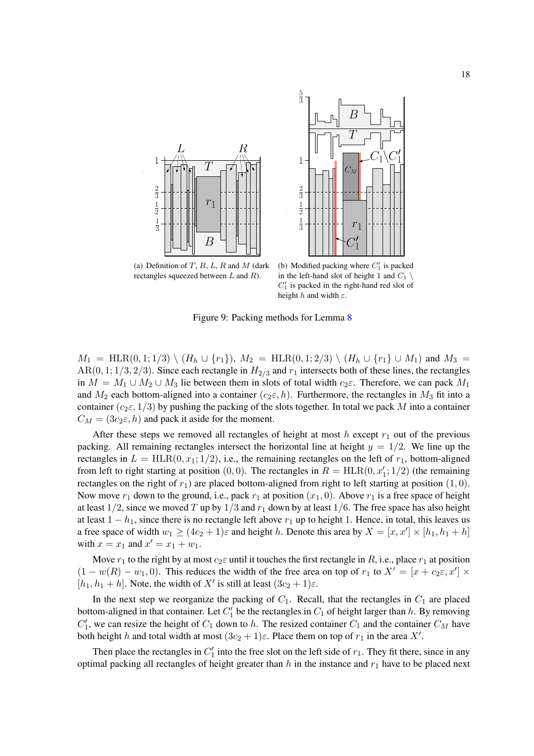(a) Definition of $T$, $B$, $L$, $R$ and $M$ (dark rectangles squeezed between $L$ and $R$).

(b) Modified packing where $C_1'$ is packed in the left-hand slot of height 1 and $C_1 \setminus C_1'$ is packed in the right-hand red slot of height $h$ and width $\varepsilon$.

Figure 9: Packing methods for Lemma 8

$M_1 = \text{HLR}(0, 1; 1/3) \setminus (H_h \cup \{r_1\})$, $M_2 = \text{HLR}(0, 1; 2/3) \setminus (H_h \cup \{r_1\} \cup M_1)$ and $M_3 = \text{AR}(0, 1; 1/3, 2/3)$. Since each rectangle in $H_{2/3}$ and $r_1$ intersects both of these lines, the rectangles in $M = M_1 \cup M_2 \cup M_3$ lie between them in slots of total width $c_2\varepsilon$. Therefore, we can pack $M_1$ and $M_2$ each bottom-aligned into a container $(c_2\varepsilon, h)$. Furthermore, the rectangles in $M_3$ fit into a container $(c_2\varepsilon, 1/3)$ by pushing the packing of the slots together. In total we pack $M$ into a container $C_M = (3c_2\varepsilon, h)$ and pack it aside for the moment.

After these steps we removed all rectangles of height at most $h$ except $r_1$ out of the previous packing. All remaining rectangles intersect the horizontal line at height $y = 1/2$. We line up the rectangles in $L = \text{HLR}(0, x_1; 1/2)$, i.e., the remaining rectangles on the left of $r_1$, bottom-aligned from left to right starting at position $(0, 0)$. The rectangles in $R = \text{HLR}(0, x_1'; 1/2)$ (the remaining rectangles on the right of $r_1$) are placed bottom-aligned from right to left starting at position $(1, 0)$. Now move $r_1$ down to the ground, i.e., pack $r_1$ at position $(x_1, 0)$. Above $r_1$ is a free space of height at least $1/2$, since we moved $T$ up by $1/3$ and $r_1$ down by at least $1/6$. The free space has also height at least $1 - h_1$, since there is no rectangle left above $r_1$ up to height 1. Hence, in total, this leaves us a free space of width $w_1 \geq (4c_2 + 1)\varepsilon$ and height $h$. Denote this area by $X = [x, x'] \times [h_1, h_1 + h]$ with $x = x_1$ and $x' = x_1 + w_1$.

Move $r_1$ to the right by at most $c_2\varepsilon$ until it touches the first rectangle in $R$, i.e., place $r_1$ at position $(1 - w(R) - w_1, 0)$. This reduces the width of the free area on top of $r_1$ to $X' = [x + c_2\varepsilon, x'] \times [h_1, h_1 + h]$. Note, the width of $X'$ is still at least $(3c_2 + 1)\varepsilon$.

In the next step we reorganize the packing of $C_1$. Recall, that the rectangles in $C_1$ are placed bottom-aligned in that container. Let $C_1'$ be the rectangles in $C_1$ of height larger than $h$. By removing $C_1'$, we can resize the height of $C_1$ down to $h$. The resized container $C_1$ and the container $C_M$ have both height $h$ and total width at most $(3c_2 + 1)\varepsilon$. Place them on top of $r_1$ in the area $X'$.

Then place the rectangles in $C_1'$ into the free slot on the left side of $r_1$. They fit there, since in any optimal packing all rectangles of height greater than $h$ in the instance and $r_1$ have to be placed next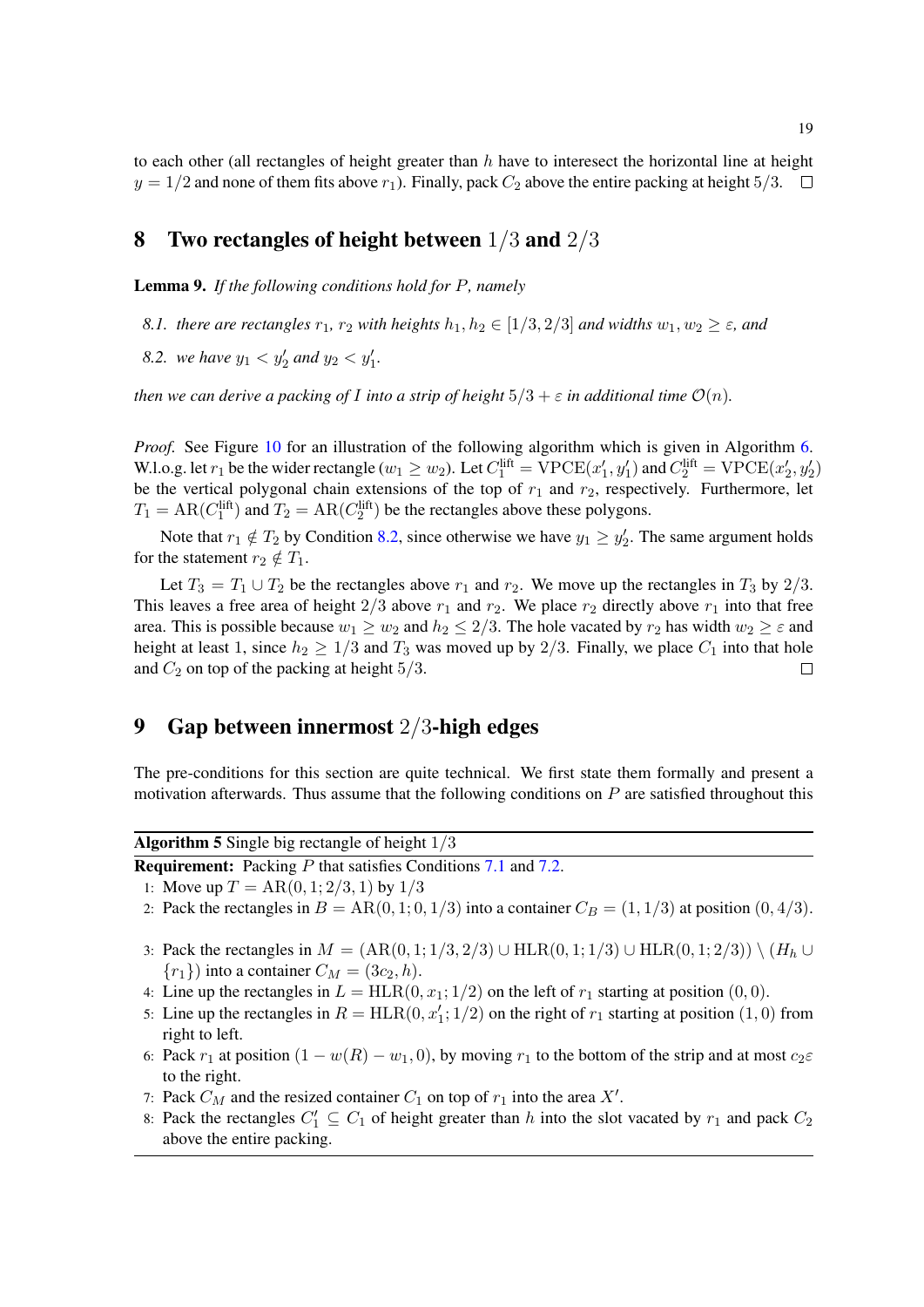to each other (all rectangles of height greater than $h$ have to interesect the horizontal line at height $y = 1/2$ and none of them fits above $r_1$). Finally, pack $C_2$ above the entire packing at height $5/3$. ☐

## 8 Two rectangles of height between $1/3$ and $2/3$

**Lemma 9.** *If the following conditions hold for $P$, namely*

*8.1. there are rectangles $r_1$, $r_2$ with heights $h_1, h_2 \in [1/3, 2/3]$ and widths $w_1, w_2 \geq \varepsilon$, and*

*8.2. we have $y_1 < y_2'$ and $y_2 < y_1'$.*

*then we can derive a packing of $I$ into a strip of height $5/3 + \varepsilon$ in additional time $\mathcal{O}(n)$.*

*Proof.* See Figure 10 for an illustration of the following algorithm which is given in Algorithm 6. W.l.o.g. let $r_1$ be the wider rectangle ($w_1 \geq w_2$). Let $C_1^{\text{lift}} = \text{VPCE}(x_1', y_1')$ and $C_2^{\text{lift}} = \text{VPCE}(x_2', y_2')$ be the vertical polygonal chain extensions of the top of $r_1$ and $r_2$, respectively. Furthermore, let $T_1 = \text{AR}(C_1^{\text{lift}})$ and $T_2 = \text{AR}(C_2^{\text{lift}})$ be the rectangles above these polygons.

Note that $r_1 \notin T_2$ by Condition 8.2, since otherwise we have $y_1 \geq y_2'$. The same argument holds for the statement $r_2 \notin T_1$.

Let $T_3 = T_1 \cup T_2$ be the rectangles above $r_1$ and $r_2$. We move up the rectangles in $T_3$ by $2/3$. This leaves a free area of height $2/3$ above $r_1$ and $r_2$. We place $r_2$ directly above $r_1$ into that free area. This is possible because $w_1 \geq w_2$ and $h_2 \leq 2/3$. The hole vacated by $r_2$ has width $w_2 \geq \varepsilon$ and height at least 1, since $h_2 \geq 1/3$ and $T_3$ was moved up by $2/3$. Finally, we place $C_1$ into that hole and $C_2$ on top of the packing at height $5/3$. ☐

## 9 Gap between innermost $2/3$-high edges

The pre-conditions for this section are quite technical. We first state them formally and present a motivation afterwards. Thus assume that the following conditions on $P$ are satisfied throughout this

---

**Algorithm 5** Single big rectangle of height $1/3$

**Requirement:** Packing $P$ that satisfies Conditions 7.1 and 7.2.

1: Move up $T = \text{AR}(0, 1; 2/3, 1)$ by $1/3$
2: Pack the rectangles in $B = \text{AR}(0, 1; 0, 1/3)$ into a container $C_B = (1, 1/3)$ at position $(0, 4/3)$.
3: Pack the rectangles in $M = (\text{AR}(0, 1; 1/3, 2/3) \cup \text{HLR}(0, 1; 1/3) \cup \text{HLR}(0, 1; 2/3)) \setminus (H_h \cup \{r_1\})$ into a container $C_M = (3c_2, h)$.
4: Line up the rectangles in $L = \text{HLR}(0, x_1; 1/2)$ on the left of $r_1$ starting at position $(0, 0)$.
5: Line up the rectangles in $R = \text{HLR}(0, x_1'; 1/2)$ on the right of $r_1$ starting at position $(1, 0)$ from right to left.
6: Pack $r_1$ at position $(1 - w(R) - w_1, 0)$, by moving $r_1$ to the bottom of the strip and at most $c_2\varepsilon$ to the right.
7: Pack $C_M$ and the resized container $C_1$ on top of $r_1$ into the area $X'$.
8: Pack the rectangles $C_1' \subseteq C_1$ of height greater than $h$ into the slot vacated by $r_1$ and pack $C_2$ above the entire packing.

---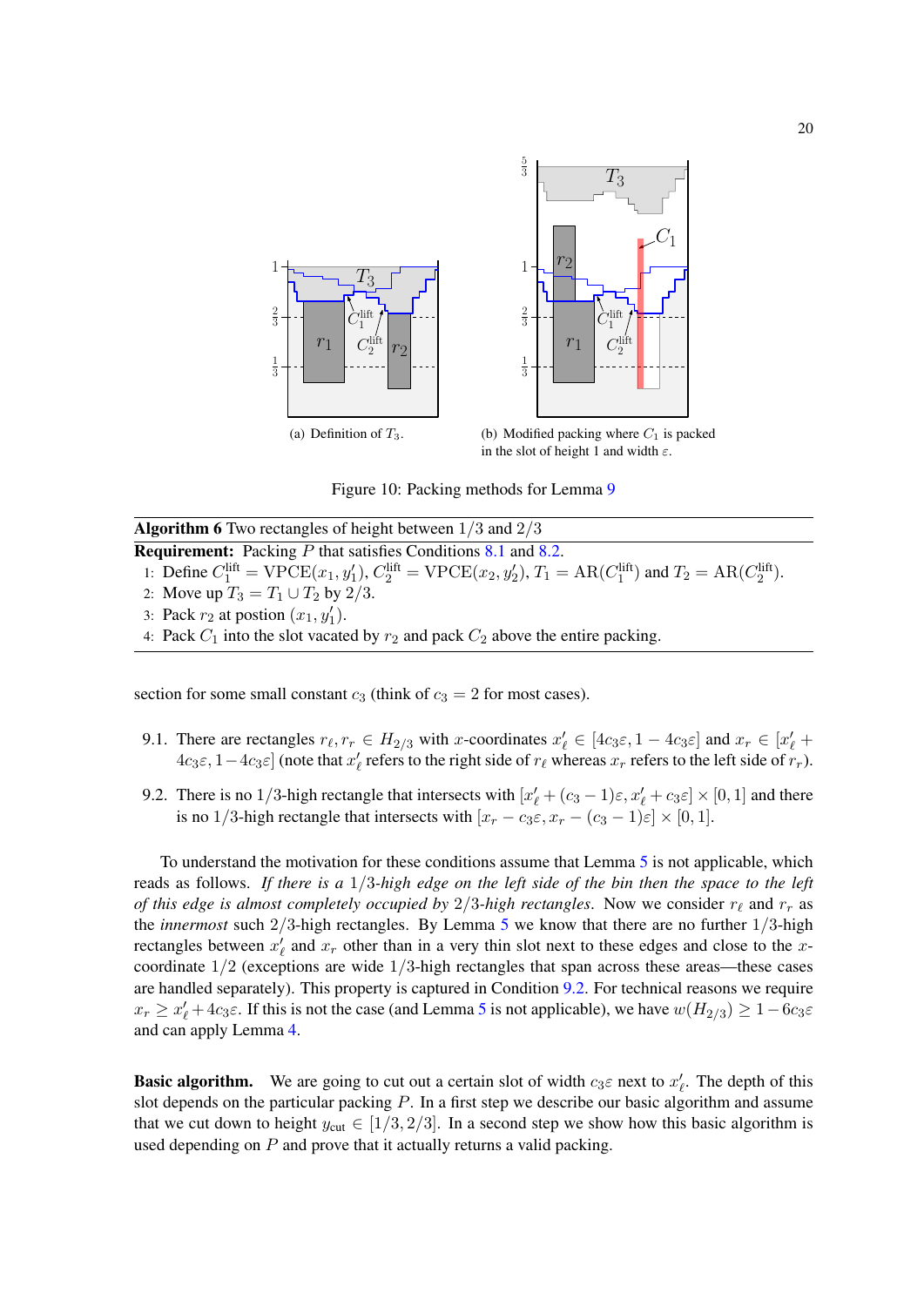(a) Definition of $T_3$.

(b) Modified packing where $C_1$ is packed in the slot of height 1 and width $\varepsilon$.

Figure 10: Packing methods for Lemma 9

**Algorithm 6** Two rectangles of height between $1/3$ and $2/3$

**Requirement:** Packing $P$ that satisfies Conditions 8.1 and 8.2.

1: Define $C_1^{\text{lift}} = \text{VPCE}(x_1, y_1')$, $C_2^{\text{lift}} = \text{VPCE}(x_2, y_2')$, $T_1 = \text{AR}(C_1^{\text{lift}})$ and $T_2 = \text{AR}(C_2^{\text{lift}})$.
2: Move up $T_3 = T_1 \cup T_2$ by $2/3$.
3: Pack $r_2$ at postion $(x_1, y_1')$.
4: Pack $C_1$ into the slot vacated by $r_2$ and pack $C_2$ above the entire packing.

section for some small constant $c_3$ (think of $c_3 = 2$ for most cases).

9.1. There are rectangles $r_\ell, r_r \in H_{2/3}$ with $x$-coordinates $x_\ell' \in [4c_3\varepsilon, 1 - 4c_3\varepsilon]$ and $x_r \in [x_\ell' + 4c_3\varepsilon, 1 - 4c_3\varepsilon]$ (note that $x_\ell'$ refers to the right side of $r_\ell$ whereas $x_r$ refers to the left side of $r_r$).

9.2. There is no $1/3$-high rectangle that intersects with $[x_\ell' + (c_3 - 1)\varepsilon, x_\ell' + c_3\varepsilon] \times [0, 1]$ and there is no $1/3$-high rectangle that intersects with $[x_r - c_3\varepsilon, x_r - (c_3 - 1)\varepsilon] \times [0, 1]$.

To understand the motivation for these conditions assume that Lemma 5 is not applicable, which reads as follows. *If there is a $1/3$-high edge on the left side of the bin then the space to the left of this edge is almost completely occupied by $2/3$-high rectangles.* Now we consider $r_\ell$ and $r_r$ as the *innermost* such $2/3$-high rectangles. By Lemma 5 we know that there are no further $1/3$-high rectangles between $x_\ell'$ and $x_r$ other than in a very thin slot next to these edges and close to the $x$-coordinate $1/2$ (exceptions are wide $1/3$-high rectangles that span across these areas—these cases are handled separately). This property is captured in Condition 9.2. For technical reasons we require $x_r \geq x_\ell' + 4c_3\varepsilon$. If this is not the case (and Lemma 5 is not applicable), we have $w(H_{2/3}) \geq 1 - 6c_3\varepsilon$ and can apply Lemma 4.

**Basic algorithm.** We are going to cut out a certain slot of width $c_3\varepsilon$ next to $x_\ell'$. The depth of this slot depends on the particular packing $P$. In a first step we describe our basic algorithm and assume that we cut down to height $y_{\text{cut}} \in [1/3, 2/3]$. In a second step we show how this basic algorithm is used depending on $P$ and prove that it actually returns a valid packing.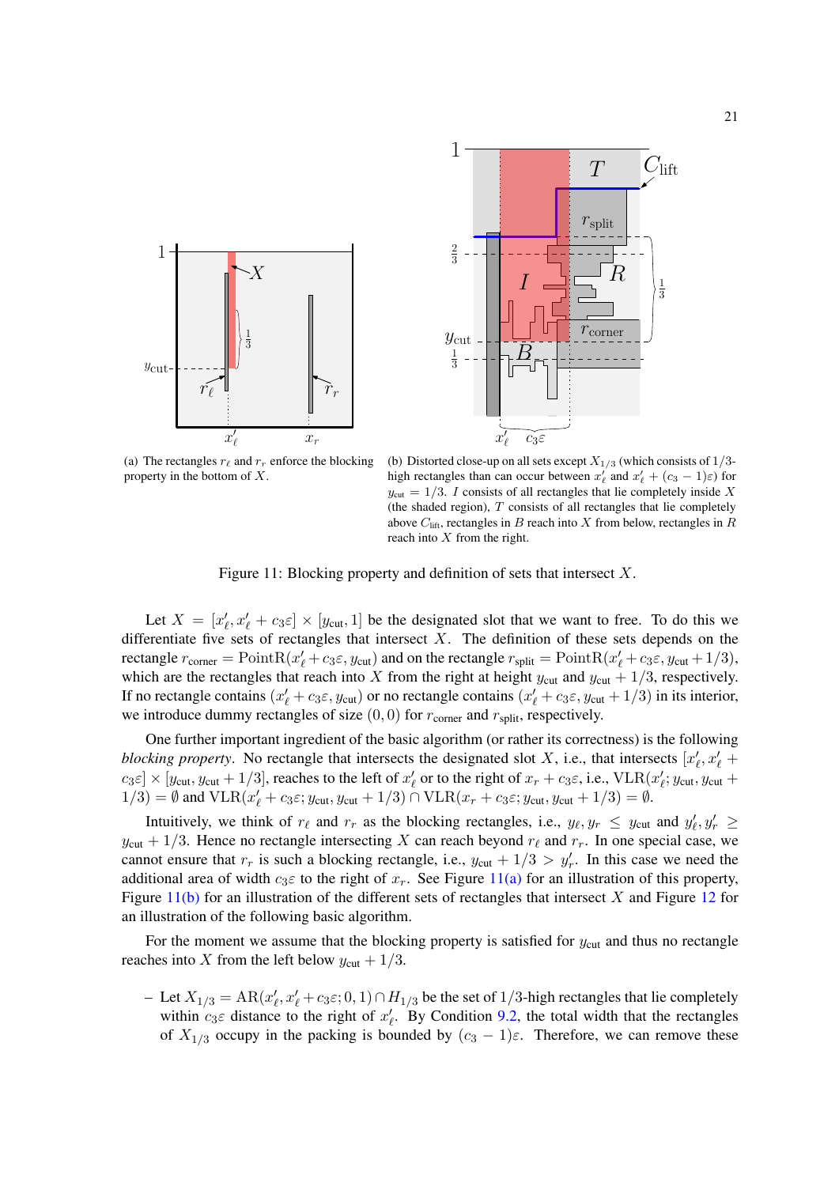(a) The rectangles $r_\ell$ and $r_r$ enforce the blocking property in the bottom of $X$.

(b) Distorted close-up on all sets except $X_{1/3}$ (which consists of $1/3$-high rectangles than can occur between $x'_\ell$ and $x'_\ell + (c_3 - 1)\varepsilon$) for $y_{\text{cut}} = 1/3$. $I$ consists of all rectangles that lie completely inside $X$ (the shaded region), $T$ consists of all rectangles that lie completely above $C_{\text{lift}}$, rectangles in $B$ reach into $X$ from below, rectangles in $R$ reach into $X$ from the right.

Figure 11: Blocking property and definition of sets that intersect $X$.

Let $X = [x'_\ell, x'_\ell + c_3\varepsilon] \times [y_{\text{cut}}, 1]$ be the designated slot that we want to free. To do this we differentiate five sets of rectangles that intersect $X$. The definition of these sets depends on the rectangle $r_{\text{corner}} = \text{PointR}(x'_\ell + c_3\varepsilon, y_{\text{cut}})$ and on the rectangle $r_{\text{split}} = \text{PointR}(x'_\ell + c_3\varepsilon, y_{\text{cut}} + 1/3)$, which are the rectangles that reach into $X$ from the right at height $y_{\text{cut}}$ and $y_{\text{cut}} + 1/3$, respectively. If no rectangle contains $(x'_\ell + c_3\varepsilon, y_{\text{cut}})$ or no rectangle contains $(x'_\ell + c_3\varepsilon, y_{\text{cut}} + 1/3)$ in its interior, we introduce dummy rectangles of size $(0, 0)$ for $r_{\text{corner}}$ and $r_{\text{split}}$, respectively.

One further important ingredient of the basic algorithm (or rather its correctness) is the following *blocking property*. No rectangle that intersects the designated slot $X$, i.e., that intersects $[x'_\ell, x'_\ell + c_3\varepsilon] \times [y_{\text{cut}}, y_{\text{cut}} + 1/3]$, reaches to the left of $x'_\ell$ or to the right of $x_r + c_3\varepsilon$, i.e., $\text{VLR}(x'_\ell; y_{\text{cut}}, y_{\text{cut}} + 1/3) = \emptyset$ and $\text{VLR}(x'_\ell + c_3\varepsilon; y_{\text{cut}}, y_{\text{cut}} + 1/3) \cap \text{VLR}(x_r + c_3\varepsilon; y_{\text{cut}}, y_{\text{cut}} + 1/3) = \emptyset$.

Intuitively, we think of $r_\ell$ and $r_r$ as the blocking rectangles, i.e., $y_\ell, y_r \leq y_{\text{cut}}$ and $y'_\ell, y'_r \geq y_{\text{cut}} + 1/3$. Hence no rectangle intersecting $X$ can reach beyond $r_\ell$ and $r_r$. In one special case, we cannot ensure that $r_r$ is such a blocking rectangle, i.e., $y_{\text{cut}} + 1/3 > y'_r$. In this case we need the additional area of width $c_3\varepsilon$ to the right of $x_r$. See Figure 11(a) for an illustration of this property, Figure 11(b) for an illustration of the different sets of rectangles that intersect $X$ and Figure 12 for an illustration of the following basic algorithm.

For the moment we assume that the blocking property is satisfied for $y_{\text{cut}}$ and thus no rectangle reaches into $X$ from the left below $y_{\text{cut}} + 1/3$.

- Let $X_{1/3} = \text{AR}(x'_\ell, x'_\ell + c_3\varepsilon; 0, 1) \cap H_{1/3}$ be the set of $1/3$-high rectangles that lie completely within $c_3\varepsilon$ distance to the right of $x'_\ell$. By Condition 9.2, the total width that the rectangles of $X_{1/3}$ occupy in the packing is bounded by $(c_3 - 1)\varepsilon$. Therefore, we can remove these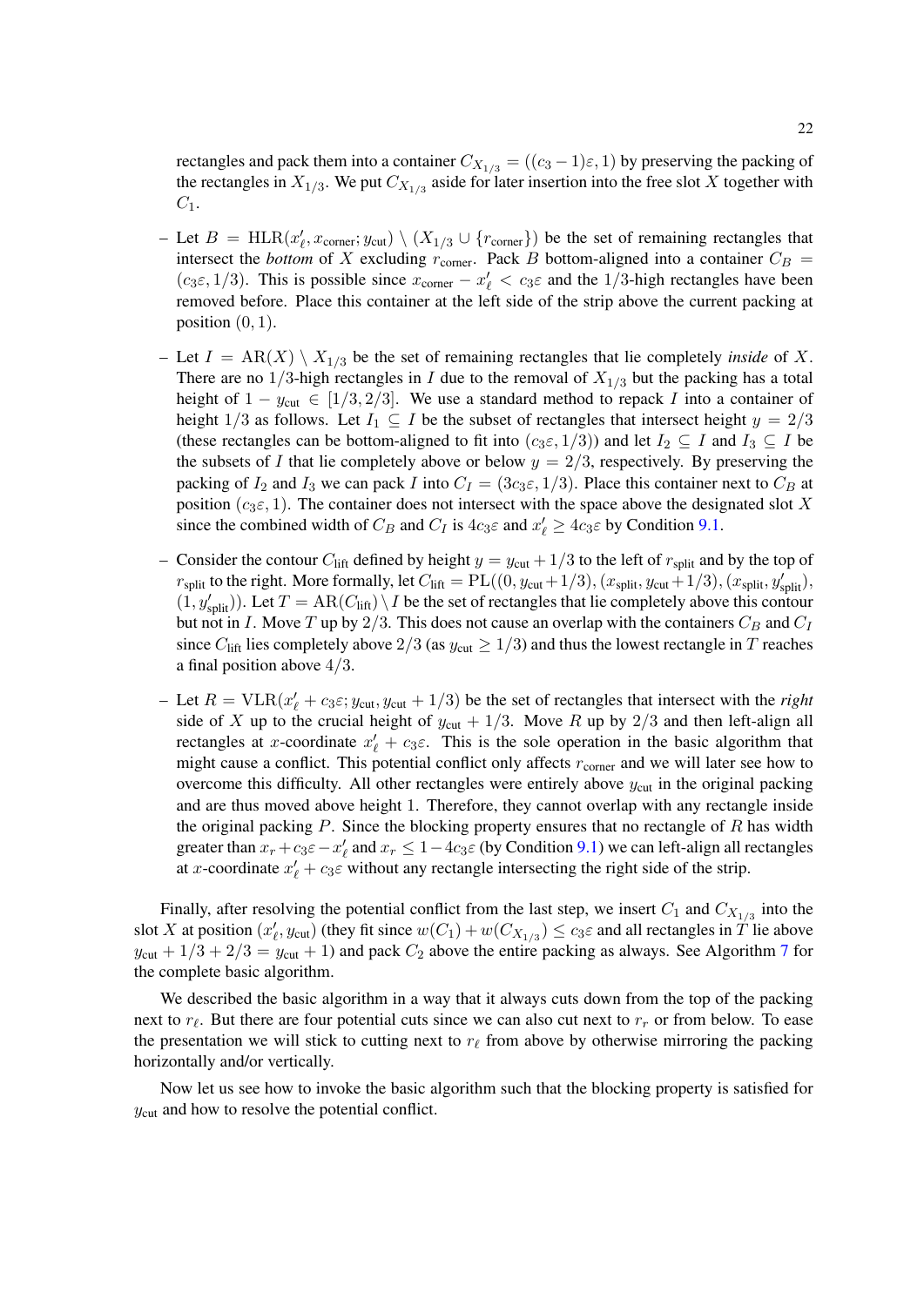rectangles and pack them into a container $C_{X_{1/3}} = ((c_3 - 1)\varepsilon, 1)$ by preserving the packing of the rectangles in $X_{1/3}$. We put $C_{X_{1/3}}$ aside for later insertion into the free slot $X$ together with $C_1$.

- Let $B = \mathrm{HLR}(x'_\ell, x_{\text{corner}}; y_{\text{cut}}) \setminus (X_{1/3} \cup \{r_{\text{corner}}\})$ be the set of remaining rectangles that intersect the *bottom* of $X$ excluding $r_{\text{corner}}$. Pack $B$ bottom-aligned into a container $C_B = (c_3\varepsilon, 1/3)$. This is possible since $x_{\text{corner}} - x'_\ell < c_3\varepsilon$ and the $1/3$-high rectangles have been removed before. Place this container at the left side of the strip above the current packing at position $(0, 1)$.

- Let $I = \mathrm{AR}(X) \setminus X_{1/3}$ be the set of remaining rectangles that lie completely *inside* of $X$. There are no $1/3$-high rectangles in $I$ due to the removal of $X_{1/3}$ but the packing has a total height of $1 - y_{\text{cut}} \in [1/3, 2/3]$. We use a standard method to repack $I$ into a container of height $1/3$ as follows. Let $I_1 \subseteq I$ be the subset of rectangles that intersect height $y = 2/3$ (these rectangles can be bottom-aligned to fit into $(c_3\varepsilon, 1/3)$) and let $I_2 \subseteq I$ and $I_3 \subseteq I$ be the subsets of $I$ that lie completely above or below $y = 2/3$, respectively. By preserving the packing of $I_2$ and $I_3$ we can pack $I$ into $C_I = (3c_3\varepsilon, 1/3)$. Place this container next to $C_B$ at position $(c_3\varepsilon, 1)$. The container does not intersect with the space above the designated slot $X$ since the combined width of $C_B$ and $C_I$ is $4c_3\varepsilon$ and $x'_\ell \geq 4c_3\varepsilon$ by Condition 9.1.

- Consider the contour $C_{\text{lift}}$ defined by height $y = y_{\text{cut}} + 1/3$ to the left of $r_{\text{split}}$ and by the top of $r_{\text{split}}$ to the right. More formally, let $C_{\text{lift}} = \mathrm{PL}((0, y_{\text{cut}} + 1/3), (x_{\text{split}}, y_{\text{cut}} + 1/3), (x_{\text{split}}, y'_{\text{split}}), (1, y'_{\text{split}}))$. Let $T = \mathrm{AR}(C_{\text{lift}}) \setminus I$ be the set of rectangles that lie completely above this contour but not in $I$. Move $T$ up by $2/3$. This does not cause an overlap with the containers $C_B$ and $C_I$ since $C_{\text{lift}}$ lies completely above $2/3$ (as $y_{\text{cut}} \geq 1/3$) and thus the lowest rectangle in $T$ reaches a final position above $4/3$.

- Let $R = \mathrm{VLR}(x'_\ell + c_3\varepsilon; y_{\text{cut}}, y_{\text{cut}} + 1/3)$ be the set of rectangles that intersect with the *right* side of $X$ up to the crucial height of $y_{\text{cut}} + 1/3$. Move $R$ up by $2/3$ and then left-align all rectangles at $x$-coordinate $x'_\ell + c_3\varepsilon$. This is the sole operation in the basic algorithm that might cause a conflict. This potential conflict only affects $r_{\text{corner}}$ and we will later see how to overcome this difficulty. All other rectangles were entirely above $y_{\text{cut}}$ in the original packing and are thus moved above height 1. Therefore, they cannot overlap with any rectangle inside the original packing $P$. Since the blocking property ensures that no rectangle of $R$ has width greater than $x_r + c_3\varepsilon - x'_\ell$ and $x_r \leq 1 - 4c_3\varepsilon$ (by Condition 9.1) we can left-align all rectangles at $x$-coordinate $x'_\ell + c_3\varepsilon$ without any rectangle intersecting the right side of the strip.

Finally, after resolving the potential conflict from the last step, we insert $C_1$ and $C_{X_{1/3}}$ into the slot $X$ at position $(x'_\ell, y_{\text{cut}})$ (they fit since $w(C_1) + w(C_{X_{1/3}}) \leq c_3\varepsilon$ and all rectangles in $T$ lie above $y_{\text{cut}} + 1/3 + 2/3 = y_{\text{cut}} + 1$) and pack $C_2$ above the entire packing as always. See Algorithm 7 for the complete basic algorithm.

We described the basic algorithm in a way that it always cuts down from the top of the packing next to $r_\ell$. But there are four potential cuts since we can also cut next to $r_r$ or from below. To ease the presentation we will stick to cutting next to $r_\ell$ from above by otherwise mirroring the packing horizontally and/or vertically.

Now let us see how to invoke the basic algorithm such that the blocking property is satisfied for $y_{\text{cut}}$ and how to resolve the potential conflict.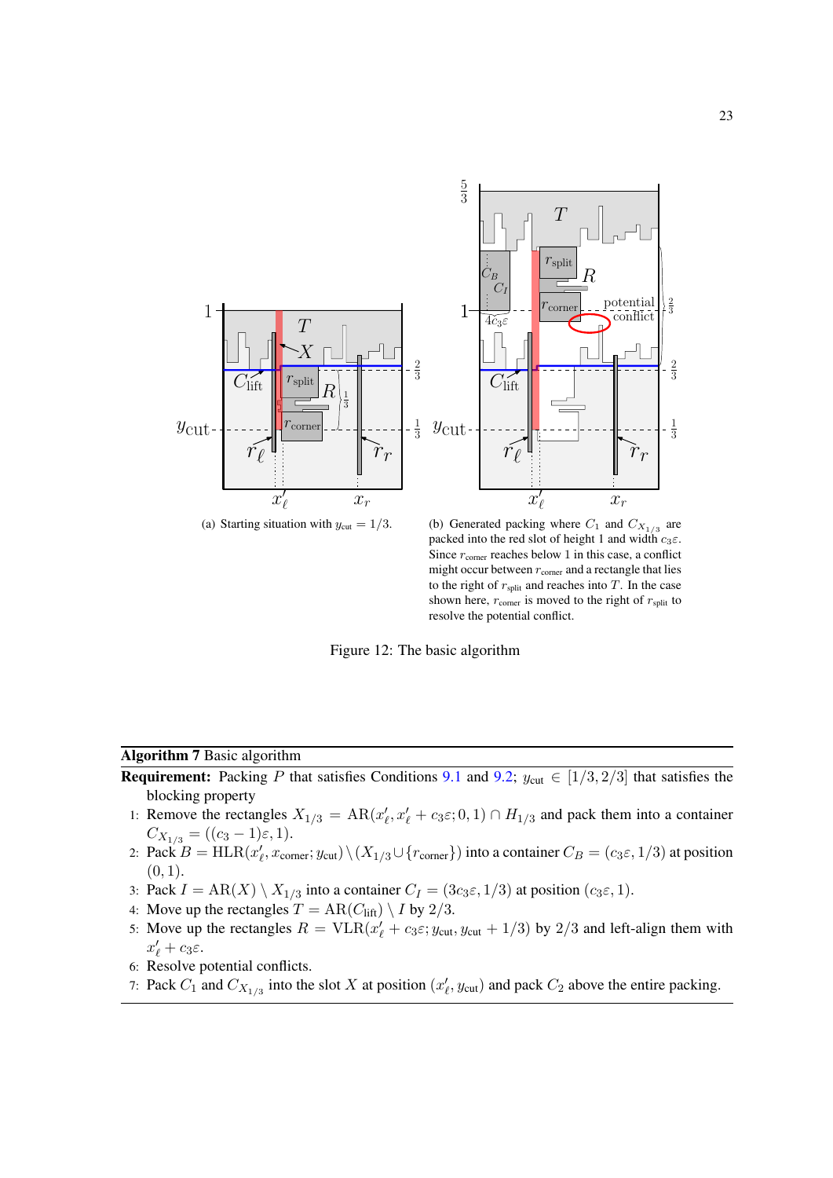(a) Starting situation with $y_{\text{cut}} = 1/3$.

(b) Generated packing where $C_1$ and $C_{X_{1/3}}$ are packed into the red slot of height 1 and width $c_3\varepsilon$. Since $r_{\text{corner}}$ reaches below 1 in this case, a conflict might occur between $r_{\text{corner}}$ and a rectangle that lies to the right of $r_{\text{split}}$ and reaches into $T$. In the case shown here, $r_{\text{corner}}$ is moved to the right of $r_{\text{split}}$ to resolve the potential conflict.

Figure 12: The basic algorithm

---

**Algorithm 7** Basic algorithm

**Requirement:** Packing $P$ that satisfies Conditions 9.1 and 9.2; $y_{\text{cut}} \in [1/3, 2/3]$ that satisfies the blocking property

1: Remove the rectangles $X_{1/3} = \text{AR}(x'_\ell, x'_\ell + c_3\varepsilon; 0, 1) \cap H_{1/3}$ and pack them into a container $C_{X_{1/3}} = ((c_3 - 1)\varepsilon, 1)$.
2: Pack $B = \text{HLR}(x'_\ell, x_{\text{corner}}; y_{\text{cut}}) \setminus (X_{1/3} \cup \{r_{\text{corner}}\})$ into a container $C_B = (c_3\varepsilon, 1/3)$ at position $(0, 1)$.
3: Pack $I = \text{AR}(X) \setminus X_{1/3}$ into a container $C_I = (3c_3\varepsilon, 1/3)$ at position $(c_3\varepsilon, 1)$.
4: Move up the rectangles $T = \text{AR}(C_{\text{lift}}) \setminus I$ by $2/3$.
5: Move up the rectangles $R = \text{VLR}(x'_\ell + c_3\varepsilon; y_{\text{cut}}, y_{\text{cut}} + 1/3)$ by $2/3$ and left-align them with $x'_\ell + c_3\varepsilon$.
6: Resolve potential conflicts.
7: Pack $C_1$ and $C_{X_{1/3}}$ into the slot $X$ at position $(x'_\ell, y_{\text{cut}})$ and pack $C_2$ above the entire packing.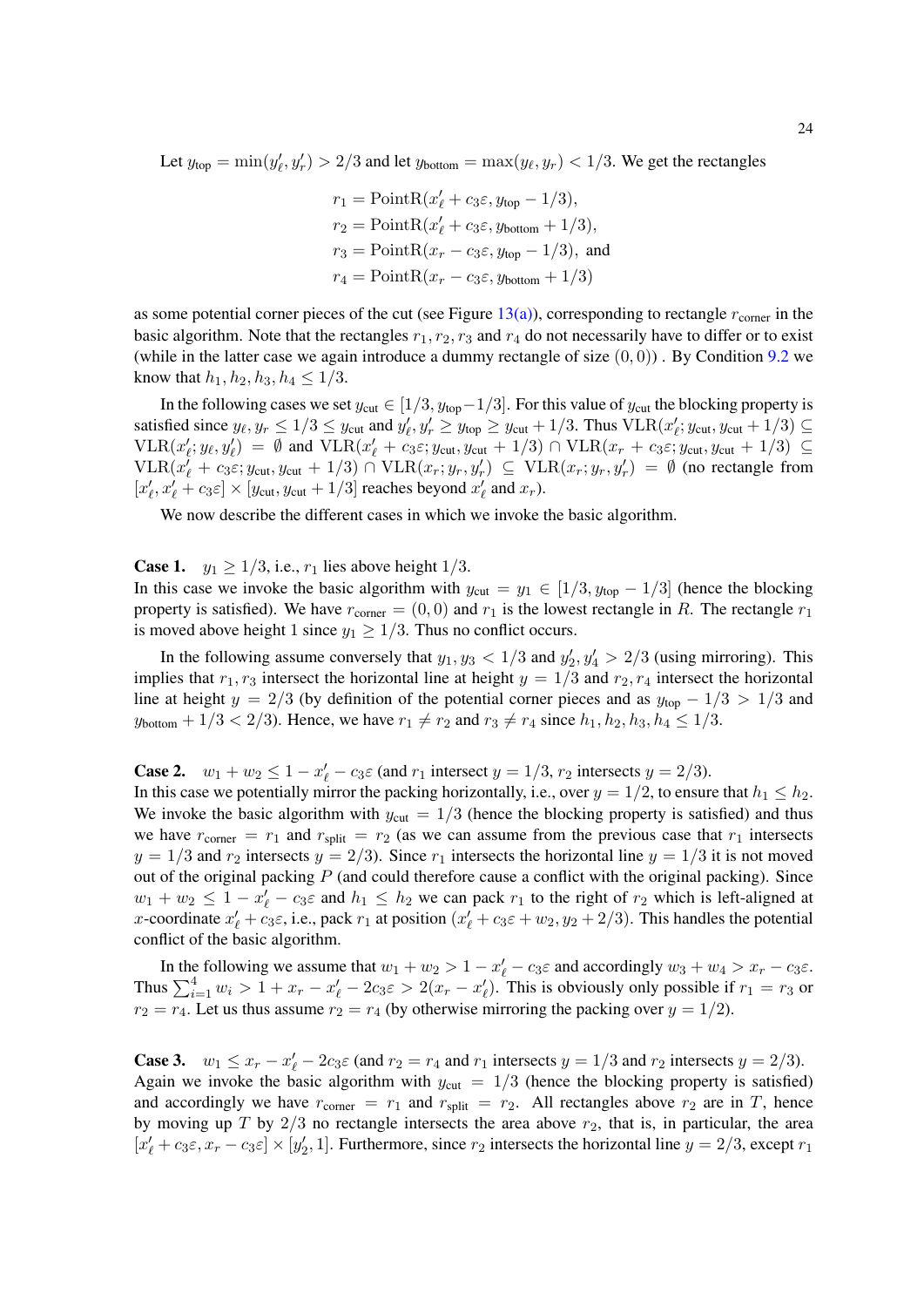Let $y_{\text{top}} = \min(y'_\ell, y'_r) > 2/3$ and let $y_{\text{bottom}} = \max(y_\ell, y_r) < 1/3$. We get the rectangles

$$
\begin{aligned}
r_1 &= \text{PointR}(x'_\ell + c_3\varepsilon, y_{\text{top}} - 1/3), \\
r_2 &= \text{PointR}(x'_\ell + c_3\varepsilon, y_{\text{bottom}} + 1/3), \\
r_3 &= \text{PointR}(x_r - c_3\varepsilon, y_{\text{top}} - 1/3), \text{ and} \\
r_4 &= \text{PointR}(x_r - c_3\varepsilon, y_{\text{bottom}} + 1/3)
\end{aligned}
$$

as some potential corner pieces of the cut (see Figure 13(a)), corresponding to rectangle $r_{\text{corner}}$ in the basic algorithm. Note that the rectangles $r_1, r_2, r_3$ and $r_4$ do not necessarily have to differ or to exist (while in the latter case we again introduce a dummy rectangle of size $(0, 0)$) . By Condition 9.2 we know that $h_1, h_2, h_3, h_4 \leq 1/3$.

In the following cases we set $y_{\text{cut}} \in [1/3, y_{\text{top}} - 1/3]$. For this value of $y_{\text{cut}}$ the blocking property is satisfied since $y_\ell, y_r \leq 1/3 \leq y_{\text{cut}}$ and $y'_\ell, y'_r \geq y_{\text{top}} \geq y_{\text{cut}} + 1/3$. Thus $\text{VLR}(x'_\ell; y_{\text{cut}}, y_{\text{cut}} + 1/3) \subseteq \text{VLR}(x'_\ell; y_\ell, y'_\ell) = \emptyset$ and $\text{VLR}(x'_\ell + c_3\varepsilon; y_{\text{cut}}, y_{\text{cut}} + 1/3) \cap \text{VLR}(x_r + c_3\varepsilon; y_{\text{cut}}, y_{\text{cut}} + 1/3) \subseteq \text{VLR}(x'_\ell + c_3\varepsilon; y_{\text{cut}}, y_{\text{cut}} + 1/3) \cap \text{VLR}(x_r; y_r, y'_r) \subseteq \text{VLR}(x_r; y_r, y'_r) = \emptyset$ (no rectangle from $[x'_\ell, x'_\ell + c_3\varepsilon] \times [y_{\text{cut}}, y_{\text{cut}} + 1/3]$ reaches beyond $x'_\ell$ and $x_r$).

We now describe the different cases in which we invoke the basic algorithm.

**Case 1.** $y_1 \geq 1/3$, i.e., $r_1$ lies above height $1/3$.
In this case we invoke the basic algorithm with $y_{\text{cut}} = y_1 \in [1/3, y_{\text{top}} - 1/3]$ (hence the blocking property is satisfied). We have $r_{\text{corner}} = (0, 0)$ and $r_1$ is the lowest rectangle in $R$. The rectangle $r_1$ is moved above height 1 since $y_1 \geq 1/3$. Thus no conflict occurs.

In the following assume conversely that $y_1, y_3 < 1/3$ and $y'_2, y'_4 > 2/3$ (using mirroring). This implies that $r_1, r_3$ intersect the horizontal line at height $y = 1/3$ and $r_2, r_4$ intersect the horizontal line at height $y = 2/3$ (by definition of the potential corner pieces and as $y_{\text{top}} - 1/3 > 1/3$ and $y_{\text{bottom}} + 1/3 < 2/3$). Hence, we have $r_1 \neq r_2$ and $r_3 \neq r_4$ since $h_1, h_2, h_3, h_4 \leq 1/3$.

**Case 2.** $w_1 + w_2 \leq 1 - x'_\ell - c_3\varepsilon$ (and $r_1$ intersect $y = 1/3$, $r_2$ intersects $y = 2/3$).
In this case we potentially mirror the packing horizontally, i.e., over $y = 1/2$, to ensure that $h_1 \leq h_2$. We invoke the basic algorithm with $y_{\text{cut}} = 1/3$ (hence the blocking property is satisfied) and thus we have $r_{\text{corner}} = r_1$ and $r_{\text{split}} = r_2$ (as we can assume from the previous case that $r_1$ intersects $y = 1/3$ and $r_2$ intersects $y = 2/3$). Since $r_1$ intersects the horizontal line $y = 1/3$ it is not moved out of the original packing $P$ (and could therefore cause a conflict with the original packing). Since $w_1 + w_2 \leq 1 - x'_\ell - c_3\varepsilon$ and $h_1 \leq h_2$ we can pack $r_1$ to the right of $r_2$ which is left-aligned at $x$-coordinate $x'_\ell + c_3\varepsilon$, i.e., pack $r_1$ at position $(x'_\ell + c_3\varepsilon + w_2, y_2 + 2/3)$. This handles the potential conflict of the basic algorithm.

In the following we assume that $w_1 + w_2 > 1 - x'_\ell - c_3\varepsilon$ and accordingly $w_3 + w_4 > x_r - c_3\varepsilon$. Thus $\sum_{i=1}^{4} w_i > 1 + x_r - x'_\ell - 2c_3\varepsilon > 2(x_r - x'_\ell)$. This is obviously only possible if $r_1 = r_3$ or $r_2 = r_4$. Let us thus assume $r_2 = r_4$ (by otherwise mirroring the packing over $y = 1/2$).

**Case 3.** $w_1 \leq x_r - x'_\ell - 2c_3\varepsilon$ (and $r_2 = r_4$ and $r_1$ intersects $y = 1/3$ and $r_2$ intersects $y = 2/3$).
Again we invoke the basic algorithm with $y_{\text{cut}} = 1/3$ (hence the blocking property is satisfied) and accordingly we have $r_{\text{corner}} = r_1$ and $r_{\text{split}} = r_2$. All rectangles above $r_2$ are in $T$, hence by moving up $T$ by $2/3$ no rectangle intersects the area above $r_2$, that is, in particular, the area $[x'_\ell + c_3\varepsilon, x_r - c_3\varepsilon] \times [y'_2, 1]$. Furthermore, since $r_2$ intersects the horizontal line $y = 2/3$, except $r_1$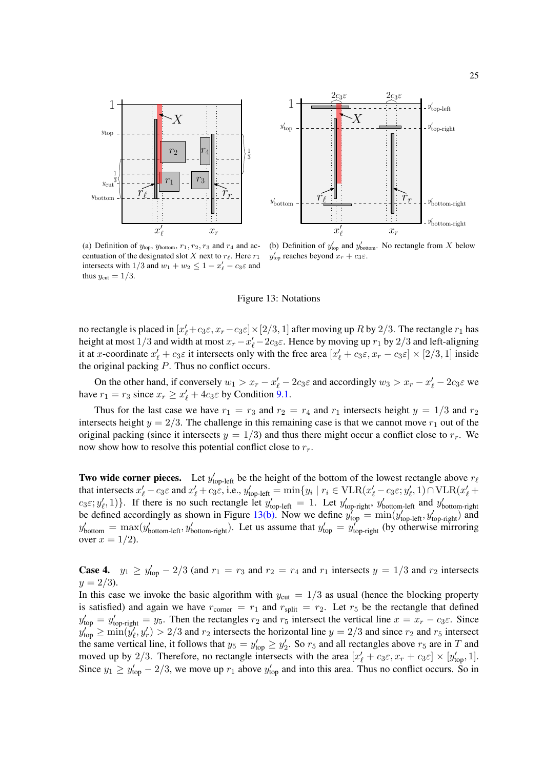(a) Definition of $y_{\text{top}}$, $y_{\text{bottom}}$, $r_1, r_2, r_3$ and $r_4$ and accentuation of the designated slot $X$ next to $r_\ell$. Here $r_1$ intersects with $1/3$ and $w_1 + w_2 \leq 1 - x'_\ell - c_3\varepsilon$ and thus $y_{\text{cut}} = 1/3$.

(b) Definition of $y'_{\text{top}}$ and $y'_{\text{bottom}}$. No rectangle from $X$ below $y'_{\text{top}}$ reaches beyond $x_r + c_3\varepsilon$.

Figure 13: Notations

no rectangle is placed in $[x'_\ell + c_3\varepsilon, x_r - c_3\varepsilon] \times [2/3, 1]$ after moving up $R$ by $2/3$. The rectangle $r_1$ has height at most $1/3$ and width at most $x_r - x'_\ell - 2c_3\varepsilon$. Hence by moving up $r_1$ by $2/3$ and left-aligning it at $x$-coordinate $x'_\ell + c_3\varepsilon$ it intersects only with the free area $[x'_\ell + c_3\varepsilon, x_r - c_3\varepsilon] \times [2/3, 1]$ inside the original packing $P$. Thus no conflict occurs.

On the other hand, if conversely $w_1 > x_r - x'_\ell - 2c_3\varepsilon$ and accordingly $w_3 > x_r - x'_\ell - 2c_3\varepsilon$ we have $r_1 = r_3$ since $x_r \geq x'_\ell + 4c_3\varepsilon$ by Condition 9.1.

Thus for the last case we have $r_1 = r_3$ and $r_2 = r_4$ and $r_1$ intersects height $y = 1/3$ and $r_2$ intersects height $y = 2/3$. The challenge in this remaining case is that we cannot move $r_1$ out of the original packing (since it intersects $y = 1/3$) and thus there might occur a conflict close to $r_r$. We now show how to resolve this potential conflict close to $r_r$.

**Two wide corner pieces.** Let $y'_{\text{top-left}}$ be the height of the bottom of the lowest rectangle above $r_\ell$ that intersects $x'_\ell - c_3\varepsilon$ and $x'_\ell + c_3\varepsilon$, i.e., $y'_{\text{top-left}} = \min\{y_i \mid r_i \in \text{VLR}(x'_\ell - c_3\varepsilon; y'_\ell, 1) \cap \text{VLR}(x'_\ell + c_3\varepsilon; y'_\ell, 1)\}$. If there is no such rectangle let $y'_{\text{top-left}} = 1$. Let $y'_{\text{top-right}}$, $y'_{\text{bottom-left}}$ and $y'_{\text{bottom-right}}$ be defined accordingly as shown in Figure 13(b). Now we define $y'_{\text{top}} = \min(y'_{\text{top-left}}, y'_{\text{top-right}})$ and $y'_{\text{bottom}} = \max(y'_{\text{bottom-left}}, y'_{\text{bottom-right}})$. Let us assume that $y'_{\text{top}} = y'_{\text{top-right}}$ (by otherwise mirroring over $x = 1/2$).

**Case 4.** $y_1 \geq y'_{\text{top}} - 2/3$ (and $r_1 = r_3$ and $r_2 = r_4$ and $r_1$ intersects $y = 1/3$ and $r_2$ intersects $y = 2/3$).
In this case we invoke the basic algorithm with $y_{\text{cut}} = 1/3$ as usual (hence the blocking property is satisfied) and again we have $r_{\text{corner}} = r_1$ and $r_{\text{split}} = r_2$. Let $r_5$ be the rectangle that defined $y'_{\text{top}} = y'_{\text{top-right}} = y_5$. Then the rectangles $r_2$ and $r_5$ intersect the vertical line $x = x_r - c_3\varepsilon$. Since $y'_{\text{top}} \geq \min(y'_\ell, y'_r) > 2/3$ and $r_2$ intersects the horizontal line $y = 2/3$ and since $r_2$ and $r_5$ intersect the same vertical line, it follows that $y_5 = y'_{\text{top}} \geq y'_2$. So $r_5$ and all rectangles above $r_5$ are in $T$ and moved up by $2/3$. Therefore, no rectangle intersects with the area $[x'_\ell + c_3\varepsilon, x_r + c_3\varepsilon] \times [y'_{\text{top}}, 1]$. Since $y_1 \geq y'_{\text{top}} - 2/3$, we move up $r_1$ above $y'_{\text{top}}$ and into this area. Thus no conflict occurs. So in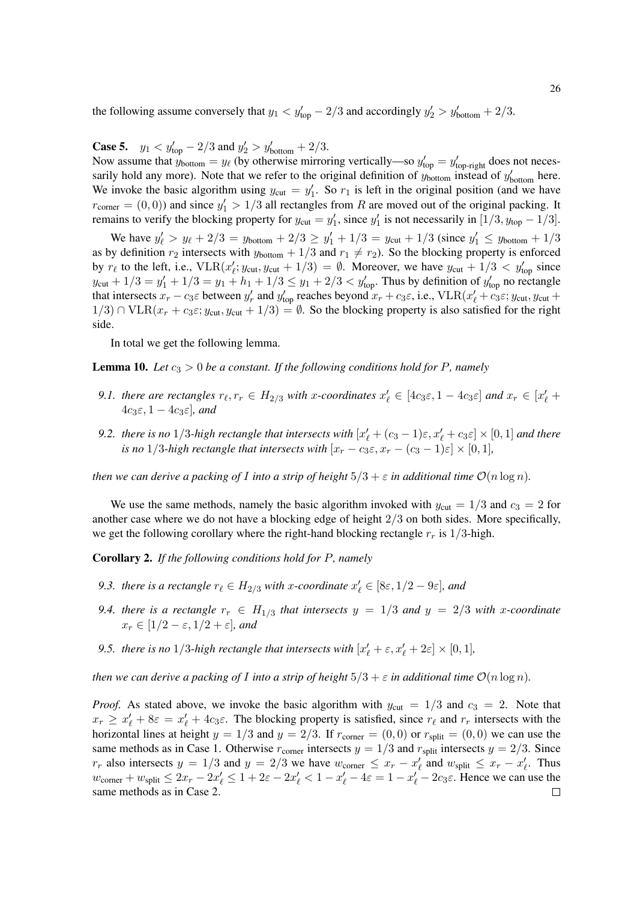the following assume conversely that $y_1 < y'_{\text{top}} - 2/3$ and accordingly $y'_2 > y'_{\text{bottom}} + 2/3$.

**Case 5.** $y_1 < y'_{\text{top}} - 2/3$ and $y'_2 > y'_{\text{bottom}} + 2/3$.
Now assume that $y_{\text{bottom}} = y_\ell$ (by otherwise mirroring vertically—so $y'_{\text{top}} = y'_{\text{top-right}}$ does not necessarily hold any more). Note that we refer to the original definition of $y_{\text{bottom}}$ instead of $y'_{\text{bottom}}$ here. We invoke the basic algorithm using $y_{\text{cut}} = y'_1$. So $r_1$ is left in the original position (and we have $r_{\text{corner}} = (0, 0)$) and since $y'_1 > 1/3$ all rectangles from $R$ are moved out of the original packing. It remains to verify the blocking property for $y_{\text{cut}} = y'_1$, since $y'_1$ is not necessarily in $[1/3, y_{\text{top}} - 1/3]$.

We have $y'_\ell > y_\ell + 2/3 = y_{\text{bottom}} + 2/3 \geq y'_1 + 1/3 = y_{\text{cut}} + 1/3$ (since $y'_1 \leq y_{\text{bottom}} + 1/3$ as by definition $r_2$ intersects with $y_{\text{bottom}} + 1/3$ and $r_1 \neq r_2$). So the blocking property is enforced by $r_\ell$ to the left, i.e., $\text{VLR}(x'_\ell; y_{\text{cut}}, y_{\text{cut}} + 1/3) = \emptyset$. Moreover, we have $y_{\text{cut}} + 1/3 < y'_{\text{top}}$ since $y_{\text{cut}} + 1/3 = y'_1 + 1/3 = y_1 + h_1 + 1/3 \leq y_1 + 2/3 < y'_{\text{top}}$. Thus by definition of $y'_{\text{top}}$ no rectangle that intersects $x_r - c_3\varepsilon$ between $y'_r$ and $y'_{\text{top}}$ reaches beyond $x_r + c_3\varepsilon$, i.e., $\text{VLR}(x'_\ell + c_3\varepsilon; y_{\text{cut}}, y_{\text{cut}} + 1/3) \cap \text{VLR}(x_r + c_3\varepsilon; y_{\text{cut}}, y_{\text{cut}} + 1/3) = \emptyset$. So the blocking property is also satisfied for the right side.

In total we get the following lemma.

**Lemma 10.** *Let $c_3 > 0$ be a constant. If the following conditions hold for $P$, namely*

*9.1. there are rectangles $r_\ell, r_r \in H_{2/3}$ with x-coordinates $x'_\ell \in [4c_3\varepsilon, 1 - 4c_3\varepsilon]$ and $x_r \in [x'_\ell + 4c_3\varepsilon, 1 - 4c_3\varepsilon]$, and*

*9.2. there is no $1/3$-high rectangle that intersects with $[x'_\ell + (c_3 - 1)\varepsilon, x'_\ell + c_3\varepsilon] \times [0, 1]$ and there is no $1/3$-high rectangle that intersects with $[x_r - c_3\varepsilon, x_r - (c_3 - 1)\varepsilon] \times [0, 1]$,*

*then we can derive a packing of $I$ into a strip of height $5/3 + \varepsilon$ in additional time $\mathcal{O}(n \log n)$.*

We use the same methods, namely the basic algorithm invoked with $y_{\text{cut}} = 1/3$ and $c_3 = 2$ for another case where we do not have a blocking edge of height $2/3$ on both sides. More specifically, we get the following corollary where the right-hand blocking rectangle $r_r$ is $1/3$-high.

**Corollary 2.** *If the following conditions hold for $P$, namely*

*9.3. there is a rectangle $r_\ell \in H_{2/3}$ with x-coordinate $x'_\ell \in [8\varepsilon, 1/2 - 9\varepsilon]$, and*

*9.4. there is a rectangle $r_r \in H_{1/3}$ that intersects $y = 1/3$ and $y = 2/3$ with x-coordinate $x_r \in [1/2 - \varepsilon, 1/2 + \varepsilon]$, and*

*9.5. there is no $1/3$-high rectangle that intersects with $[x'_\ell + \varepsilon, x'_\ell + 2\varepsilon] \times [0, 1]$,*

*then we can derive a packing of $I$ into a strip of height $5/3 + \varepsilon$ in additional time $\mathcal{O}(n \log n)$.*

*Proof.* As stated above, we invoke the basic algorithm with $y_{\text{cut}} = 1/3$ and $c_3 = 2$. Note that $x_r \geq x'_\ell + 8\varepsilon = x'_\ell + 4c_3\varepsilon$. The blocking property is satisfied, since $r_\ell$ and $r_r$ intersects with the horizontal lines at height $y = 1/3$ and $y = 2/3$. If $r_{\text{corner}} = (0, 0)$ or $r_{\text{split}} = (0, 0)$ we can use the same methods as in Case 1. Otherwise $r_{\text{corner}}$ intersects $y = 1/3$ and $r_{\text{split}}$ intersects $y = 2/3$. Since $r_r$ also intersects $y = 1/3$ and $y = 2/3$ we have $w_{\text{corner}} \leq x_r - x'_\ell$ and $w_{\text{split}} \leq x_r - x'_\ell$. Thus $w_{\text{corner}} + w_{\text{split}} \leq 2x_r - 2x'_\ell \leq 1 + 2\varepsilon - 2x'_\ell < 1 - x'_\ell - 4\varepsilon = 1 - x'_\ell - 2c_3\varepsilon$. Hence we can use the same methods as in Case 2. $\square$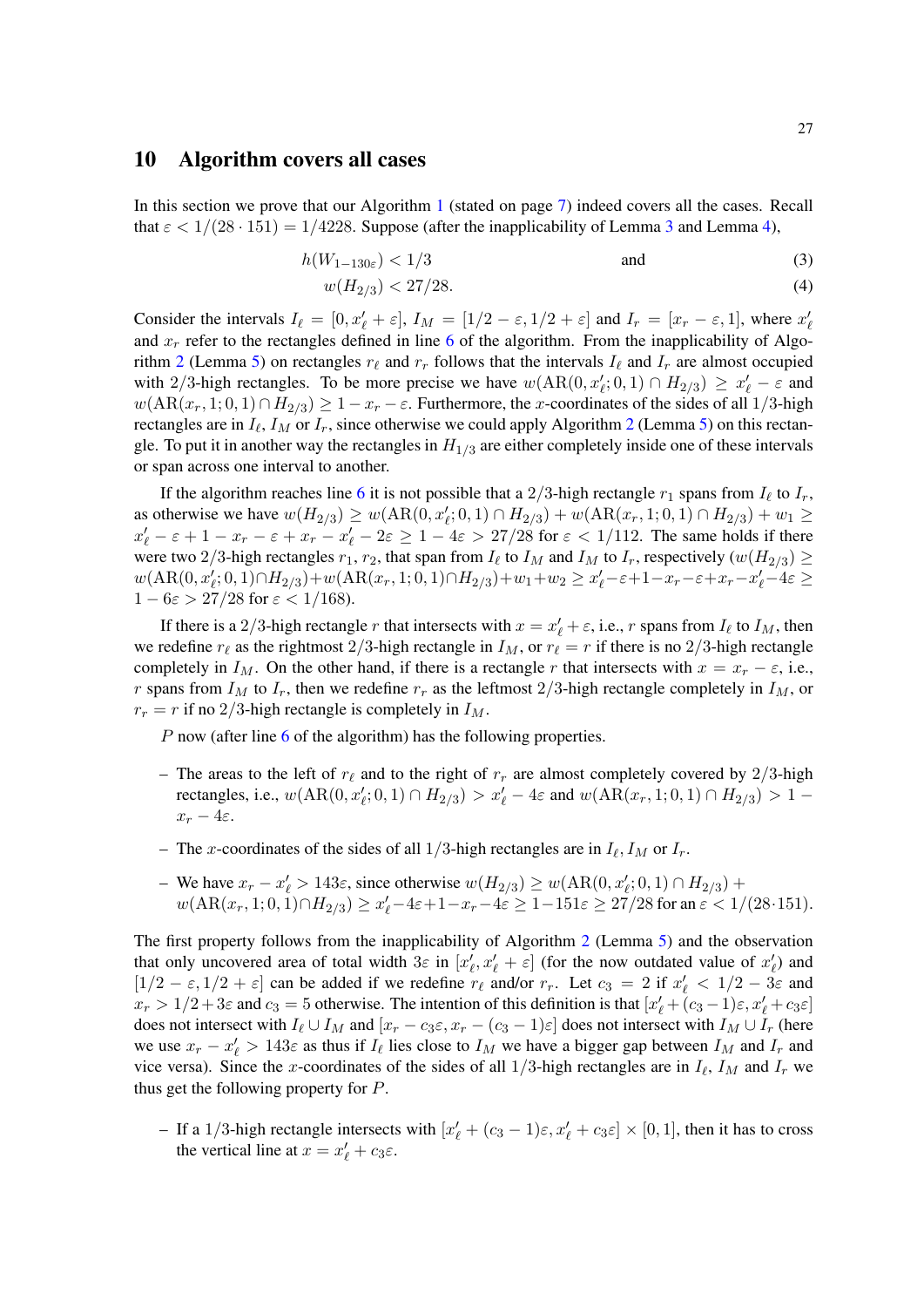## 10 Algorithm covers all cases

In this section we prove that our Algorithm 1 (stated on page 7) indeed covers all the cases. Recall that $\varepsilon < 1/(28 \cdot 151) = 1/4228$. Suppose (after the inapplicability of Lemma 3 and Lemma 4),

$$h(W_{1-130\varepsilon}) < 1/3 \qquad \text{and} \tag{3}$$

$$w(H_{2/3}) < 27/28. \tag{4}$$

Consider the intervals $I_\ell = [0, x'_\ell + \varepsilon]$, $I_M = [1/2 - \varepsilon, 1/2 + \varepsilon]$ and $I_r = [x_r - \varepsilon, 1]$, where $x'_\ell$ and $x_r$ refer to the rectangles defined in line 6 of the algorithm. From the inapplicability of Algorithm 2 (Lemma 5) on rectangles $r_\ell$ and $r_r$ follows that the intervals $I_\ell$ and $I_r$ are almost occupied with 2/3-high rectangles. To be more precise we have $w(\text{AR}(0, x'_\ell; 0, 1) \cap H_{2/3}) \geq x'_\ell - \varepsilon$ and $w(\text{AR}(x_r, 1; 0, 1) \cap H_{2/3}) \geq 1 - x_r - \varepsilon$. Furthermore, the $x$-coordinates of the sides of all 1/3-high rectangles are in $I_\ell$, $I_M$ or $I_r$, since otherwise we could apply Algorithm 2 (Lemma 5) on this rectangle. To put it in another way the rectangles in $H_{1/3}$ are either completely inside one of these intervals or span across one interval to another.

If the algorithm reaches line 6 it is not possible that a 2/3-high rectangle $r_1$ spans from $I_\ell$ to $I_r$, as otherwise we have $w(H_{2/3}) \geq w(\text{AR}(0, x'_\ell; 0, 1) \cap H_{2/3}) + w(\text{AR}(x_r, 1; 0, 1) \cap H_{2/3}) + w_1 \geq x'_\ell - \varepsilon + 1 - x_r - \varepsilon + x_r - x'_\ell - 2\varepsilon \geq 1 - 4\varepsilon > 27/28$ for $\varepsilon < 1/112$. The same holds if there were two 2/3-high rectangles $r_1, r_2$, that span from $I_\ell$ to $I_M$ and $I_M$ to $I_r$, respectively ($w(H_{2/3}) \geq w(\text{AR}(0, x'_\ell; 0, 1) \cap H_{2/3}) + w(\text{AR}(x_r, 1; 0, 1) \cap H_{2/3}) + w_1 + w_2 \geq x'_\ell - \varepsilon + 1 - x_r - \varepsilon + x_r - x'_\ell - 4\varepsilon \geq 1 - 6\varepsilon > 27/28$ for $\varepsilon < 1/168$).

If there is a 2/3-high rectangle $r$ that intersects with $x = x'_\ell + \varepsilon$, i.e., $r$ spans from $I_\ell$ to $I_M$, then we redefine $r_\ell$ as the rightmost 2/3-high rectangle in $I_M$, or $r_\ell = r$ if there is no 2/3-high rectangle completely in $I_M$. On the other hand, if there is a rectangle $r$ that intersects with $x = x_r - \varepsilon$, i.e., $r$ spans from $I_M$ to $I_r$, then we redefine $r_r$ as the leftmost 2/3-high rectangle completely in $I_M$, or $r_r = r$ if no 2/3-high rectangle is completely in $I_M$.

$P$ now (after line 6 of the algorithm) has the following properties.

– The areas to the left of $r_\ell$ and to the right of $r_r$ are almost completely covered by 2/3-high rectangles, i.e., $w(\text{AR}(0, x'_\ell; 0, 1) \cap H_{2/3}) > x'_\ell - 4\varepsilon$ and $w(\text{AR}(x_r, 1; 0, 1) \cap H_{2/3}) > 1 - x_r - 4\varepsilon$.

– The $x$-coordinates of the sides of all 1/3-high rectangles are in $I_\ell, I_M$ or $I_r$.

– We have $x_r - x'_\ell > 143\varepsilon$, since otherwise $w(H_{2/3}) \geq w(\text{AR}(0, x'_\ell; 0, 1) \cap H_{2/3}) + w(\text{AR}(x_r, 1; 0, 1) \cap H_{2/3}) \geq x'_\ell - 4\varepsilon + 1 - x_r - 4\varepsilon \geq 1 - 151\varepsilon \geq 27/28$ for an $\varepsilon < 1/(28 \cdot 151)$.

The first property follows from the inapplicability of Algorithm 2 (Lemma 5) and the observation that only uncovered area of total width $3\varepsilon$ in $[x'_\ell, x'_\ell + \varepsilon]$ (for the now outdated value of $x'_\ell$) and $[1/2 - \varepsilon, 1/2 + \varepsilon]$ can be added if we redefine $r_\ell$ and/or $r_r$. Let $c_3 = 2$ if $x'_\ell < 1/2 - 3\varepsilon$ and $x_r > 1/2 + 3\varepsilon$ and $c_3 = 5$ otherwise. The intention of this definition is that $[x'_\ell + (c_3 - 1)\varepsilon, x'_\ell + c_3\varepsilon]$ does not intersect with $I_\ell \cup I_M$ and $[x_r - c_3\varepsilon, x_r - (c_3 - 1)\varepsilon]$ does not intersect with $I_M \cup I_r$ (here we use $x_r - x'_\ell > 143\varepsilon$ as thus if $I_\ell$ lies close to $I_M$ we have a bigger gap between $I_M$ and $I_r$ and vice versa). Since the $x$-coordinates of the sides of all 1/3-high rectangles are in $I_\ell$, $I_M$ and $I_r$ we thus get the following property for $P$.

– If a 1/3-high rectangle intersects with $[x'_\ell + (c_3 - 1)\varepsilon, x'_\ell + c_3\varepsilon] \times [0, 1]$, then it has to cross the vertical line at $x = x'_\ell + c_3\varepsilon$.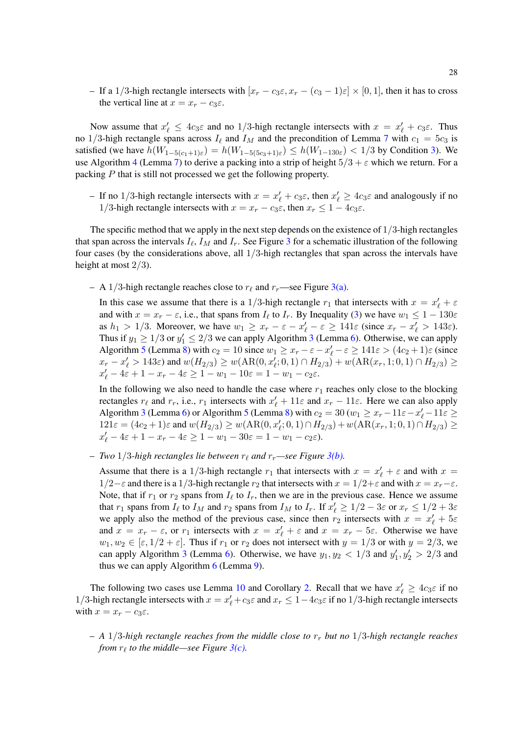– If a $1/3$-high rectangle intersects with $[x_r - c_3\varepsilon, x_r - (c_3-1)\varepsilon] \times [0,1]$, then it has to cross the vertical line at $x = x_r - c_3\varepsilon$.

Now assume that $x'_\ell \leq 4c_3\varepsilon$ and no $1/3$-high rectangle intersects with $x = x'_\ell + c_3\varepsilon$. Thus no $1/3$-high rectangle spans across $I_\ell$ and $I_M$ and the precondition of Lemma 7 with $c_1 = 5c_3$ is satisfied (we have $h(W_{1-5(c_1+1)\varepsilon}) = h(W_{1-5(5c_3+1)\varepsilon}) \leq h(W_{1-130\varepsilon}) < 1/3$ by Condition 3). We use Algorithm 4 (Lemma 7) to derive a packing into a strip of height $5/3+\varepsilon$ which we return. For a packing $P$ that is still not processed we get the following property.

– If no $1/3$-high rectangle intersects with $x = x'_\ell + c_3\varepsilon$, then $x'_\ell \geq 4c_3\varepsilon$ and analogously if no $1/3$-high rectangle intersects with $x = x_r - c_3\varepsilon$, then $x_r \leq 1 - 4c_3\varepsilon$.

The specific method that we apply in the next step depends on the existence of $1/3$-high rectangles that span across the intervals $I_\ell$, $I_M$ and $I_r$. See Figure 3 for a schematic illustration of the following four cases (by the considerations above, all $1/3$-high rectangles that span across the intervals have height at most $2/3$).

– A $1/3$-high rectangle reaches close to $r_\ell$ and $r_r$—see Figure 3(a).

  In this case we assume that there is a $1/3$-high rectangle $r_1$ that intersects with $x = x'_\ell + \varepsilon$ and with $x = x_r - \varepsilon$, i.e., that spans from $I_\ell$ to $I_r$. By Inequality (3) we have $w_1 \leq 1 - 130\varepsilon$ as $h_1 > 1/3$. Moreover, we have $w_1 \geq x_r - \varepsilon - x'_\ell - \varepsilon \geq 141\varepsilon$ (since $x_r - x'_\ell > 143\varepsilon$). Thus if $y_1 \geq 1/3$ or $y'_1 \leq 2/3$ we can apply Algorithm 3 (Lemma 6). Otherwise, we can apply Algorithm 5 (Lemma 8) with $c_2 = 10$ since $w_1 \geq x_r - \varepsilon - x'_\ell - \varepsilon \geq 141\varepsilon > (4c_2+1)\varepsilon$ (since $x_r - x'_\ell > 143\varepsilon$) and $w(H_{2/3}) \geq w(\text{AR}(0, x'_\ell; 0, 1) \cap H_{2/3}) + w(\text{AR}(x_r, 1; 0, 1) \cap H_{2/3}) \geq x'_\ell - 4\varepsilon + 1 - x_r - 4\varepsilon \geq 1 - w_1 - 10\varepsilon = 1 - w_1 - c_2\varepsilon$.

  In the following we also need to handle the case where $r_1$ reaches only close to the blocking rectangles $r_\ell$ and $r_r$, i.e., $r_1$ intersects with $x'_\ell + 11\varepsilon$ and $x_r - 11\varepsilon$. Here we can also apply Algorithm 3 (Lemma 6) or Algorithm 5 (Lemma 8) with $c_2 = 30$ ($w_1 \geq x_r - 11\varepsilon - x'_\ell - 11\varepsilon \geq 121\varepsilon = (4c_2+1)\varepsilon$ and $w(H_{2/3}) \geq w(\text{AR}(0, x'_\ell; 0, 1) \cap H_{2/3}) + w(\text{AR}(x_r, 1; 0, 1) \cap H_{2/3}) \geq x'_\ell - 4\varepsilon + 1 - x_r - 4\varepsilon \geq 1 - w_1 - 30\varepsilon = 1 - w_1 - c_2\varepsilon$).

– *Two $1/3$-high rectangles lie between $r_\ell$ and $r_r$—see Figure 3(b).*

  Assume that there is a $1/3$-high rectangle $r_1$ that intersects with $x = x'_\ell + \varepsilon$ and with $x = 1/2 - \varepsilon$ and there is a $1/3$-high rectangle $r_2$ that intersects with $x = 1/2 + \varepsilon$ and with $x = x_r - \varepsilon$. Note, that if $r_1$ or $r_2$ spans from $I_\ell$ to $I_r$, then we are in the previous case. Hence we assume that $r_1$ spans from $I_\ell$ to $I_M$ and $r_2$ spans from $I_M$ to $I_r$. If $x'_\ell \geq 1/2 - 3\varepsilon$ or $x_r \leq 1/2 + 3\varepsilon$ we apply also the method of the previous case, since then $r_2$ intersects with $x = x'_\ell + 5\varepsilon$ and $x = x_r - \varepsilon$, or $r_1$ intersects with $x = x'_\ell + \varepsilon$ and $x = x_r - 5\varepsilon$. Otherwise we have $w_1, w_2 \in [\varepsilon, 1/2 + \varepsilon]$. Thus if $r_1$ or $r_2$ does not intersect with $y = 1/3$ or with $y = 2/3$, we can apply Algorithm 3 (Lemma 6). Otherwise, we have $y_1, y_2 < 1/3$ and $y'_1, y'_2 > 2/3$ and thus we can apply Algorithm 6 (Lemma 9).

The following two cases use Lemma 10 and Corollary 2. Recall that we have $x'_\ell \geq 4c_3\varepsilon$ if no $1/3$-high rectangle intersects with $x = x'_\ell + c_3\varepsilon$ and $x_r \leq 1 - 4c_3\varepsilon$ if no $1/3$-high rectangle intersects with $x = x_r - c_3\varepsilon$.

– *A $1/3$-high rectangle reaches from the middle close to $r_r$ but no $1/3$-high rectangle reaches from $r_\ell$ to the middle—see Figure 3(c).*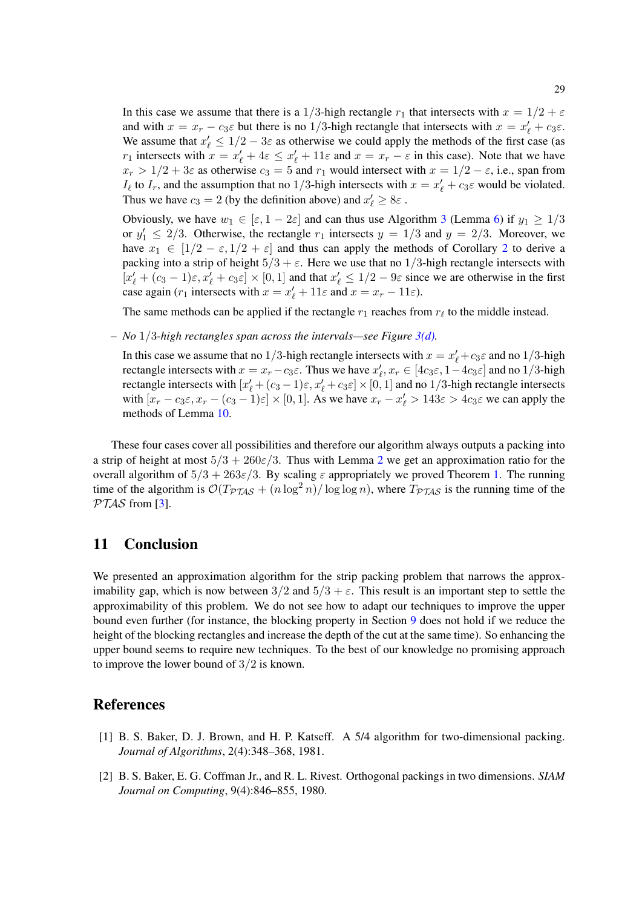In this case we assume that there is a $1/3$-high rectangle $r_1$ that intersects with $x = 1/2 + \varepsilon$ and with $x = x_r - c_3\varepsilon$ but there is no $1/3$-high rectangle that intersects with $x = x'_\ell + c_3\varepsilon$. We assume that $x'_\ell \leq 1/2 - 3\varepsilon$ as otherwise we could apply the methods of the first case (as $r_1$ intersects with $x = x'_\ell + 4\varepsilon \leq x'_\ell + 11\varepsilon$ and $x = x_r - \varepsilon$ in this case). Note that we have $x_r > 1/2 + 3\varepsilon$ as otherwise $c_3 = 5$ and $r_1$ would intersect with $x = 1/2 - \varepsilon$, i.e., span from $I_\ell$ to $I_r$, and the assumption that no $1/3$-high intersects with $x = x'_\ell + c_3\varepsilon$ would be violated. Thus we have $c_3 = 2$ (by the definition above) and $x'_\ell \geq 8\varepsilon$ .

Obviously, we have $w_1 \in [\varepsilon, 1 - 2\varepsilon]$ and can thus use Algorithm 3 (Lemma 6) if $y_1 \geq 1/3$ or $y'_1 \leq 2/3$. Otherwise, the rectangle $r_1$ intersects $y = 1/3$ and $y = 2/3$. Moreover, we have $x_1 \in [1/2 - \varepsilon, 1/2 + \varepsilon]$ and thus can apply the methods of Corollary 2 to derive a packing into a strip of height $5/3 + \varepsilon$. Here we use that no $1/3$-high rectangle intersects with $[x'_\ell + (c_3 - 1)\varepsilon, x'_\ell + c_3\varepsilon] \times [0, 1]$ and that $x'_\ell \leq 1/2 - 9\varepsilon$ since we are otherwise in the first case again ($r_1$ intersects with $x = x'_\ell + 11\varepsilon$ and $x = x_r - 11\varepsilon$).

The same methods can be applied if the rectangle $r_1$ reaches from $r_\ell$ to the middle instead.

– *No $1/3$-high rectangles span across the intervals—see Figure 3(d).*

In this case we assume that no $1/3$-high rectangle intersects with $x = x'_\ell + c_3\varepsilon$ and no $1/3$-high rectangle intersects with $x = x_r - c_3\varepsilon$. Thus we have $x'_\ell, x_r \in [4c_3\varepsilon, 1 - 4c_3\varepsilon]$ and no $1/3$-high rectangle intersects with $[x'_\ell + (c_3 - 1)\varepsilon, x'_\ell + c_3\varepsilon] \times [0, 1]$ and no $1/3$-high rectangle intersects with $[x_r - c_3\varepsilon, x_r - (c_3 - 1)\varepsilon] \times [0, 1]$. As we have $x_r - x'_\ell > 143\varepsilon > 4c_3\varepsilon$ we can apply the methods of Lemma 10.

These four cases cover all possibilities and therefore our algorithm always outputs a packing into a strip of height at most $5/3 + 260\varepsilon/3$. Thus with Lemma 2 we get an approximation ratio for the overall algorithm of $5/3 + 263\varepsilon/3$. By scaling $\varepsilon$ appropriately we proved Theorem 1. The running time of the algorithm is $\mathcal{O}(T_{\mathcal{PTAS}} + (n \log^2 n)/\log\log n)$, where $T_{\mathcal{PTAS}}$ is the running time of the $\mathcal{PTAS}$ from [3].

## 11 Conclusion

We presented an approximation algorithm for the strip packing problem that narrows the approximability gap, which is now between $3/2$ and $5/3 + \varepsilon$. This result is an important step to settle the approximability of this problem. We do not see how to adapt our techniques to improve the upper bound even further (for instance, the blocking property in Section 9 does not hold if we reduce the height of the blocking rectangles and increase the depth of the cut at the same time). So enhancing the upper bound seems to require new techniques. To the best of our knowledge no promising approach to improve the lower bound of $3/2$ is known.

## References

[1] B. S. Baker, D. J. Brown, and H. P. Katseff. A 5/4 algorithm for two-dimensional packing. *Journal of Algorithms*, 2(4):348–368, 1981.

[2] B. S. Baker, E. G. Coffman Jr., and R. L. Rivest. Orthogonal packings in two dimensions. *SIAM Journal on Computing*, 9(4):846–855, 1980.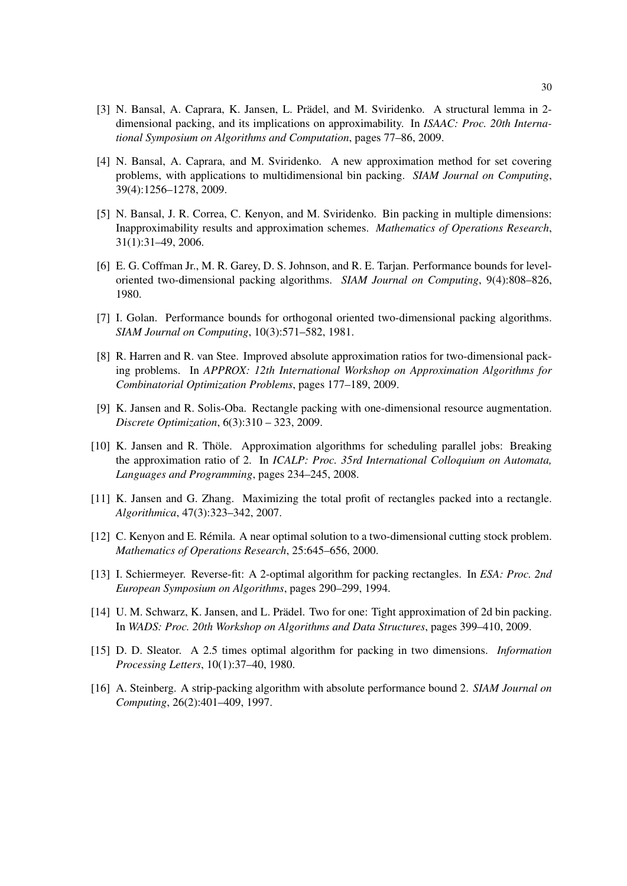[3] N. Bansal, A. Caprara, K. Jansen, L. Prädel, and M. Sviridenko. A structural lemma in 2-dimensional packing, and its implications on approximability. In *ISAAC: Proc. 20th International Symposium on Algorithms and Computation*, pages 77–86, 2009.

[4] N. Bansal, A. Caprara, and M. Sviridenko. A new approximation method for set covering problems, with applications to multidimensional bin packing. *SIAM Journal on Computing*, 39(4):1256–1278, 2009.

[5] N. Bansal, J. R. Correa, C. Kenyon, and M. Sviridenko. Bin packing in multiple dimensions: Inapproximability results and approximation schemes. *Mathematics of Operations Research*, 31(1):31–49, 2006.

[6] E. G. Coffman Jr., M. R. Garey, D. S. Johnson, and R. E. Tarjan. Performance bounds for level-oriented two-dimensional packing algorithms. *SIAM Journal on Computing*, 9(4):808–826, 1980.

[7] I. Golan. Performance bounds for orthogonal oriented two-dimensional packing algorithms. *SIAM Journal on Computing*, 10(3):571–582, 1981.

[8] R. Harren and R. van Stee. Improved absolute approximation ratios for two-dimensional packing problems. In *APPROX: 12th International Workshop on Approximation Algorithms for Combinatorial Optimization Problems*, pages 177–189, 2009.

[9] K. Jansen and R. Solis-Oba. Rectangle packing with one-dimensional resource augmentation. *Discrete Optimization*, 6(3):310 – 323, 2009.

[10] K. Jansen and R. Thöle. Approximation algorithms for scheduling parallel jobs: Breaking the approximation ratio of 2. In *ICALP: Proc. 35rd International Colloquium on Automata, Languages and Programming*, pages 234–245, 2008.

[11] K. Jansen and G. Zhang. Maximizing the total profit of rectangles packed into a rectangle. *Algorithmica*, 47(3):323–342, 2007.

[12] C. Kenyon and E. Rémila. A near optimal solution to a two-dimensional cutting stock problem. *Mathematics of Operations Research*, 25:645–656, 2000.

[13] I. Schiermeyer. Reverse-fit: A 2-optimal algorithm for packing rectangles. In *ESA: Proc. 2nd European Symposium on Algorithms*, pages 290–299, 1994.

[14] U. M. Schwarz, K. Jansen, and L. Prädel. Two for one: Tight approximation of 2d bin packing. In *WADS: Proc. 20th Workshop on Algorithms and Data Structures*, pages 399–410, 2009.

[15] D. D. Sleator. A 2.5 times optimal algorithm for packing in two dimensions. *Information Processing Letters*, 10(1):37–40, 1980.

[16] A. Steinberg. A strip-packing algorithm with absolute performance bound 2. *SIAM Journal on Computing*, 26(2):401–409, 1997.